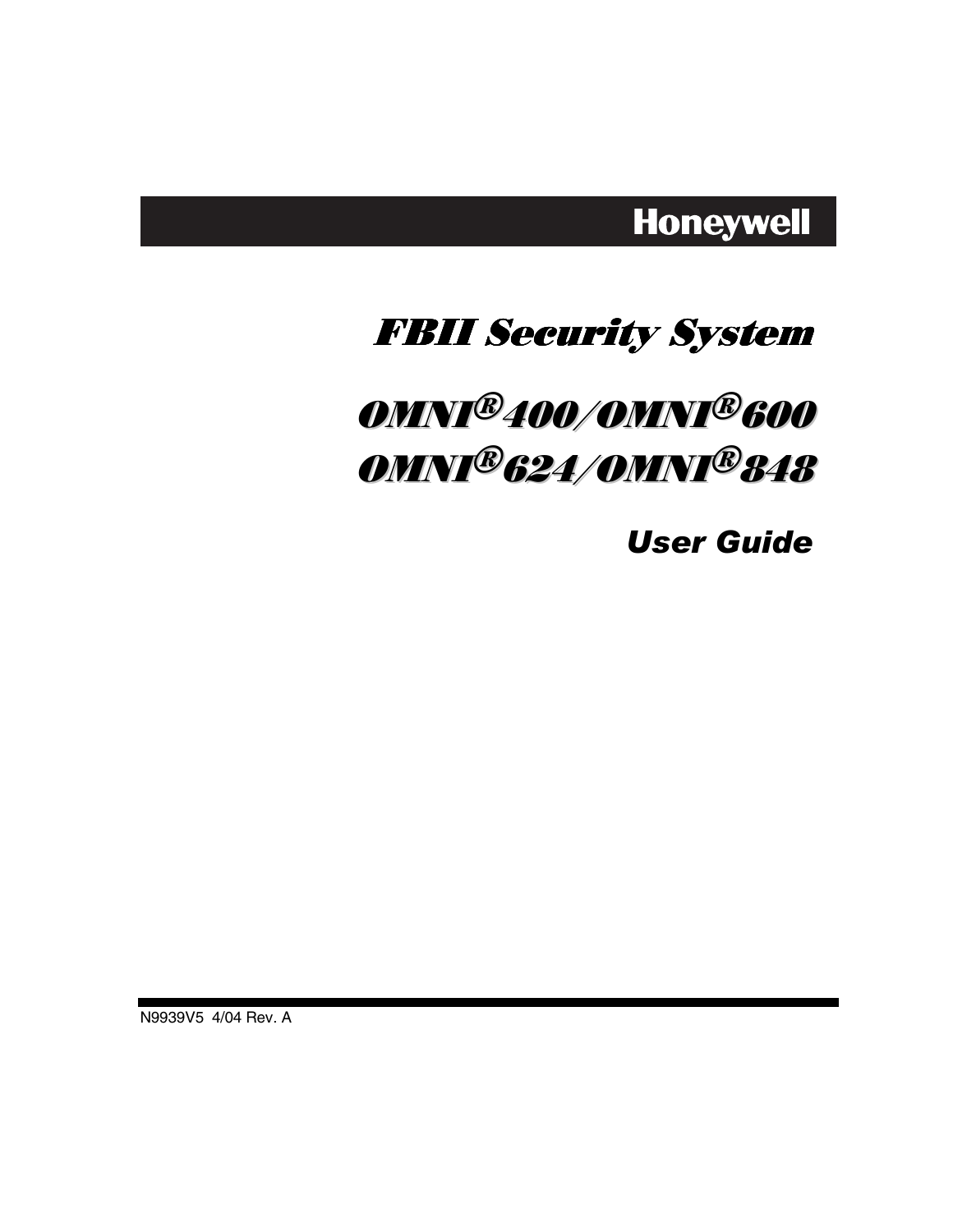**Honeywell**

# FBII Security System

# OMNI® 400/OMNI® 600
# OMNI® 624/OMNI® 848

## User Guide

N9939V5 4/04 Rev. A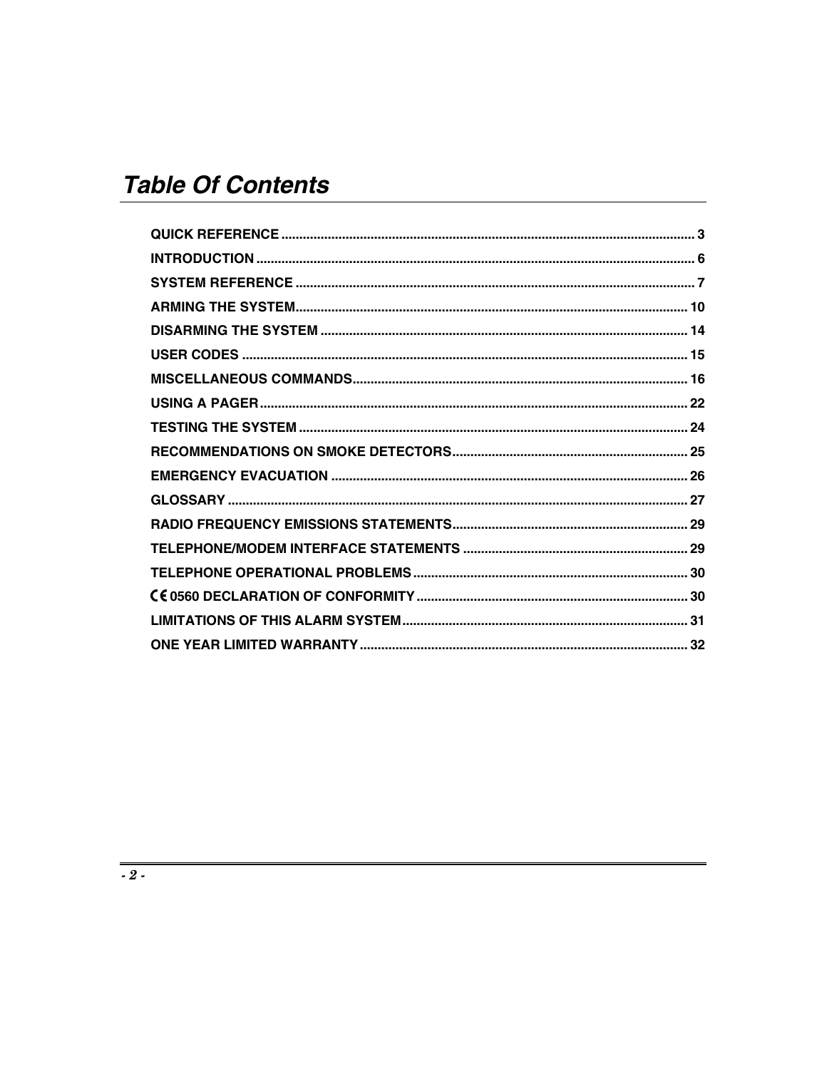# *Table Of Contents*

| | |
|---|---|
| **QUICK REFERENCE** | **3** |
| **INTRODUCTION** | **6** |
| **SYSTEM REFERENCE** | **7** |
| **ARMING THE SYSTEM** | **10** |
| **DISARMING THE SYSTEM** | **14** |
| **USER CODES** | **15** |
| **MISCELLANEOUS COMMANDS** | **16** |
| **USING A PAGER** | **22** |
| **TESTING THE SYSTEM** | **24** |
| **RECOMMENDATIONS ON SMOKE DETECTORS** | **25** |
| **EMERGENCY EVACUATION** | **26** |
| **GLOSSARY** | **27** |
| **RADIO FREQUENCY EMISSIONS STATEMENTS** | **29** |
| **TELEPHONE/MODEM INTERFACE STATEMENTS** | **29** |
| **TELEPHONE OPERATIONAL PROBLEMS** | **30** |
| **CE 0560 DECLARATION OF CONFORMITY** | **30** |
| **LIMITATIONS OF THIS ALARM SYSTEM** | **31** |
| **ONE YEAR LIMITED WARRANTY** | **32** |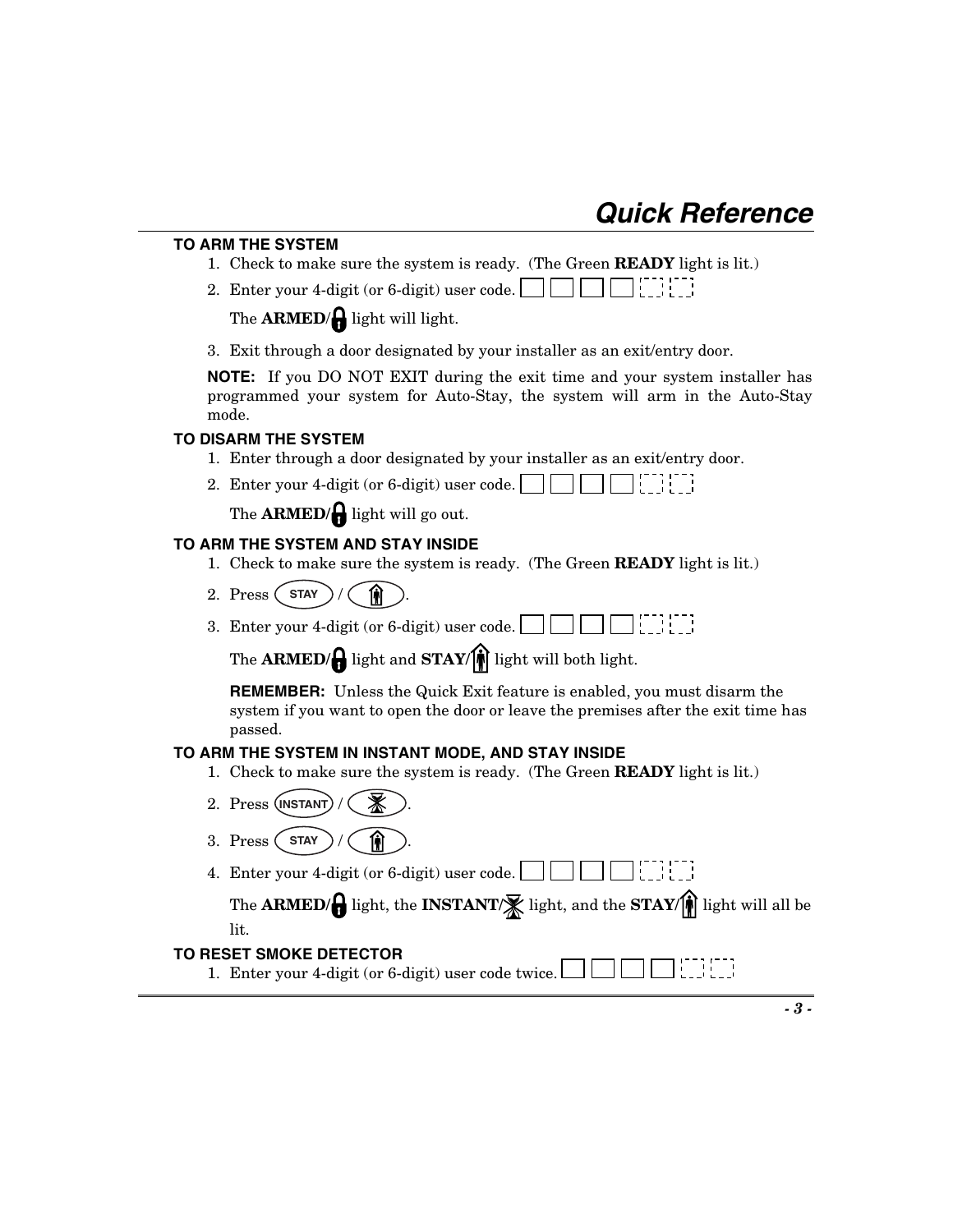# Quick Reference

### TO ARM THE SYSTEM

1. Check to make sure the system is ready. (The Green **READY** light is lit.)
2. Enter your 4-digit (or 6-digit) user code.

   The **ARMED/** light will light.
3. Exit through a door designated by your installer as an exit/entry door.

**NOTE:** If you DO NOT EXIT during the exit time and your system installer has programmed your system for Auto-Stay, the system will arm in the Auto-Stay mode.

### TO DISARM THE SYSTEM

1. Enter through a door designated by your installer as an exit/entry door.
2. Enter your 4-digit (or 6-digit) user code.

   The **ARMED/** light will go out.

### TO ARM THE SYSTEM AND STAY INSIDE

1. Check to make sure the system is ready. (The Green **READY** light is lit.)
2. Press STAY / .
3. Enter your 4-digit (or 6-digit) user code.

   The **ARMED/** light and **STAY/** light will both light.

   **REMEMBER:** Unless the Quick Exit feature is enabled, you must disarm the system if you want to open the door or leave the premises after the exit time has passed.

### TO ARM THE SYSTEM IN INSTANT MODE, AND STAY INSIDE

1. Check to make sure the system is ready. (The Green **READY** light is lit.)
2. Press INSTANT / .
3. Press STAY / .
4. Enter your 4-digit (or 6-digit) user code.

   The **ARMED/** light, the **INSTANT/** light, and the **STAY/** light will all be lit.

### TO RESET SMOKE DETECTOR

1. Enter your 4-digit (or 6-digit) user code twice.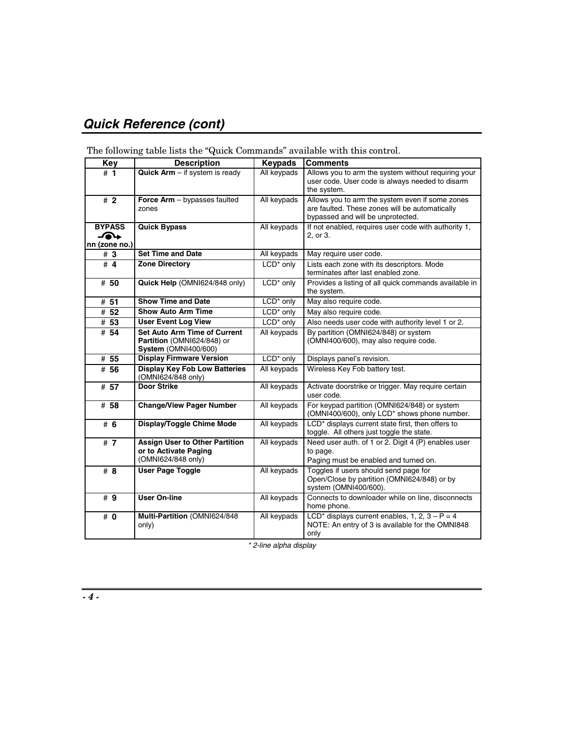## *Quick Reference (cont)*

The following table lists the "Quick Commands" available with this control.

| Key | Description | Keypads | Comments |
|---|---|---|---|
| # **1** | **Quick Arm** – if system is ready | All keypads | Allows you to arm the system without requiring your user code. User code is always needed to disarm the system. |
| # **2** | **Force Arm** – bypasses faulted zones | All keypads | Allows you to arm the system even if some zones are faulted. These zones will be automatically bypassed and will be unprotected. |
| **BYPASS** **nn (zone no.)** | **Quick Bypass** | All keypads | If not enabled, requires user code with authority 1, 2, or 3. |
| # **3** | **Set Time and Date** | All keypads | May require user code. |
| # **4** | **Zone Directory** | LCD* only | Lists each zone with its descriptors. Mode terminates after last enabled zone. |
| # **50** | **Quick Help** (OMNI624/848 only) | LCD* only | Provides a listing of all quick commands available in the system. |
| # **51** | **Show Time and Date** | LCD* only | May also require code. |
| # **52** | **Show Auto Arm Time** | LCD* only | May also require code. |
| # **53** | **User Event Log View** | LCD* only | Also needs user code with authority level 1 or 2. |
| # **54** | **Set Auto Arm Time of Current Partition** (OMNI624/848) or **System** (OMNI400/600) | All keypads | By partition (OMNI624/848) or system (OMNI400/600), may also require code. |
| # **55** | **Display Firmware Version** | LCD* only | Displays panel's revision. |
| # **56** | **Display Key Fob Low Batteries** (OMNI624/848 only) | All keypads | Wireless Key Fob battery test. |
| # **57** | **Door Strike** | All keypads | Activate doorstrike or trigger. May require certain user code. |
| # **58** | **Change/View Pager Number** | All keypads | For keypad partition (OMNI624/848) or system (OMNI400/600), only LCD* shows phone number. |
| # **6** | **Display/Toggle Chime Mode** | All keypads | LCD* displays current state first, then offers to toggle. All others just toggle the state. |
| # **7** | **Assign User to Other Partition or to Activate Paging** (OMNI624/848 only) | All keypads | Need user auth. of 1 or 2. Digit 4 (P) enables user to page. Paging must be enabled and turned on. |
| # **8** | **User Page Toggle** | All keypads | Toggles if users should send page for Open/Close by partition (OMNI624/848) or by system (OMNI400/600). |
| # **9** | **User On-line** | All keypads | Connects to downloader while on line, disconnects home phone. |
| # **0** | **Multi-Partition** (OMNI624/848 only) | All keypads | LCD* displays current enables, 1, 2, 3 – P = 4 NOTE: An entry of 3 is available for the OMNI848 only |

*\* 2-line alpha display*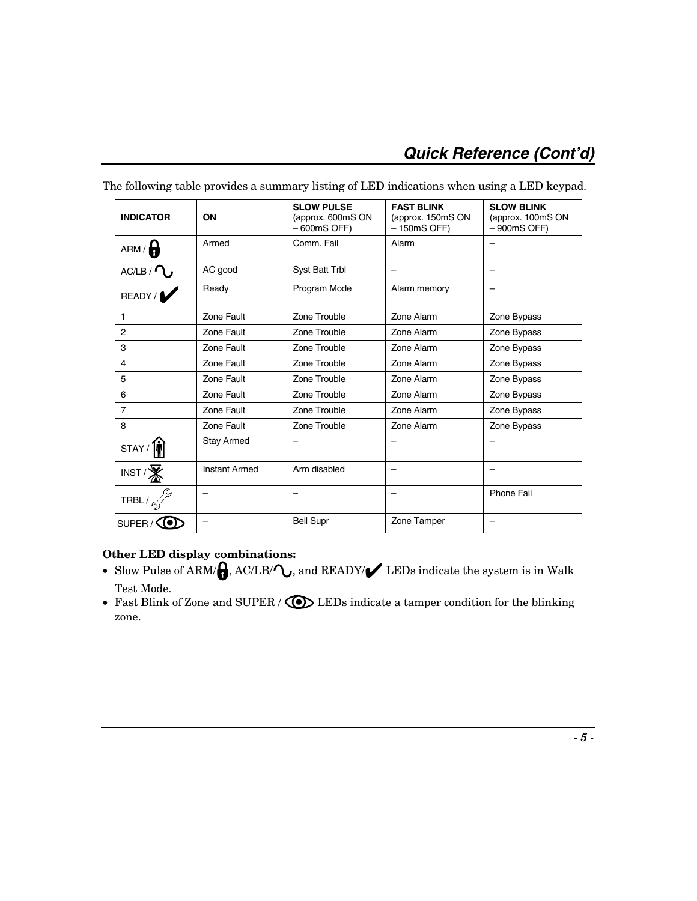## Quick Reference (Cont'd)

The following table provides a summary listing of LED indications when using a LED keypad.

| INDICATOR | ON | SLOW PULSE (approx. 600mS ON – 600mS OFF) | FAST BLINK (approx. 150mS ON – 150mS OFF) | SLOW BLINK (approx. 100mS ON – 900mS OFF) |
|---|---|---|---|---|
| ARM / 🔒 | Armed | Comm. Fail | Alarm | – |
| AC/LB / ∿ | AC good | Syst Batt Trbl | – | – |
| READY / ✔ | Ready | Program Mode | Alarm memory | – |
| 1 | Zone Fault | Zone Trouble | Zone Alarm | Zone Bypass |
| 2 | Zone Fault | Zone Trouble | Zone Alarm | Zone Bypass |
| 3 | Zone Fault | Zone Trouble | Zone Alarm | Zone Bypass |
| 4 | Zone Fault | Zone Trouble | Zone Alarm | Zone Bypass |
| 5 | Zone Fault | Zone Trouble | Zone Alarm | Zone Bypass |
| 6 | Zone Fault | Zone Trouble | Zone Alarm | Zone Bypass |
| 7 | Zone Fault | Zone Trouble | Zone Alarm | Zone Bypass |
| 8 | Zone Fault | Zone Trouble | Zone Alarm | Zone Bypass |
| STAY / | Stay Armed | – | – | – |
| INST / | Instant Armed | Arm disabled | – | – |
| TRBL / | – | – | – | Phone Fail |
| SUPER / | – | Bell Supr | Zone Tamper | – |

**Other LED display combinations:**

- Slow Pulse of ARM/🔒, AC/LB/∿, and READY/✔ LEDs indicate the system is in Walk Test Mode.
- Fast Blink of Zone and SUPER / LEDs indicate a tamper condition for the blinking zone.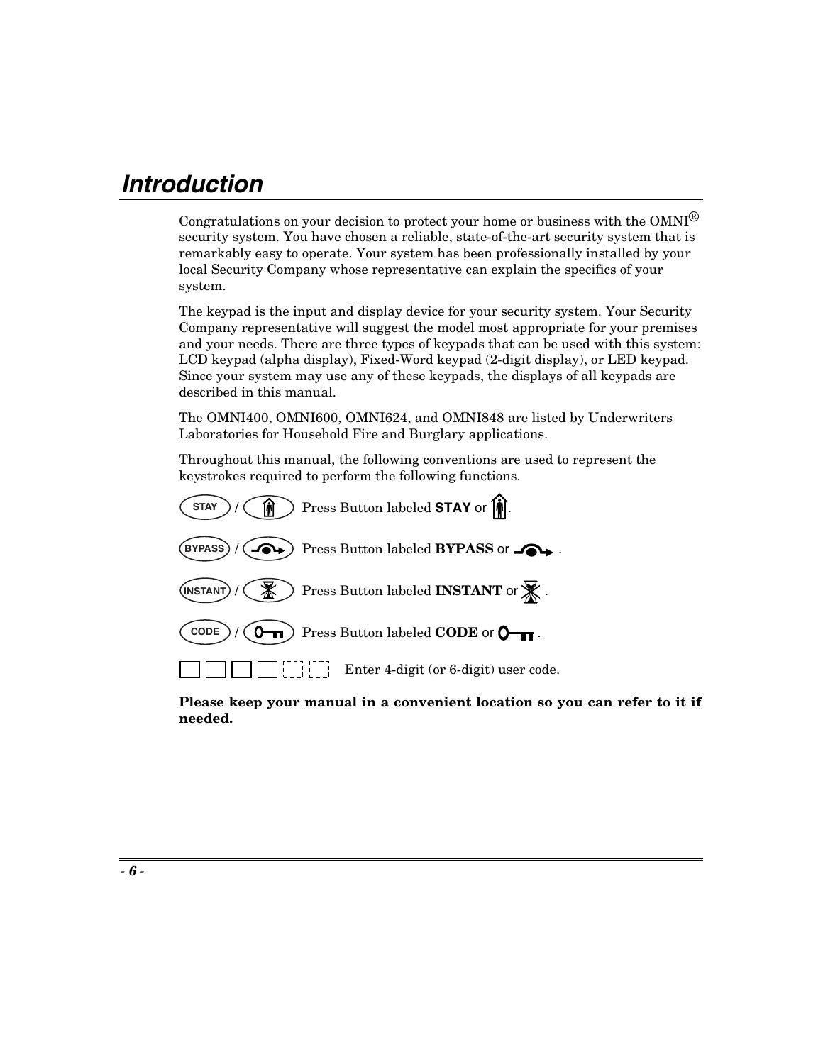# Introduction

Congratulations on your decision to protect your home or business with the OMNI® security system. You have chosen a reliable, state-of-the-art security system that is remarkably easy to operate. Your system has been professionally installed by your local Security Company whose representative can explain the specifics of your system.

The keypad is the input and display device for your security system. Your Security Company representative will suggest the model most appropriate for your premises and your needs. There are three types of keypads that can be used with this system: LCD keypad (alpha display), Fixed-Word keypad (2-digit display), or LED keypad. Since your system may use any of these keypads, the displays of all keypads are described in this manual.

The OMNI400, OMNI600, OMNI624, and OMNI848 are listed by Underwriters Laboratories for Household Fire and Burglary applications.

Throughout this manual, the following conventions are used to represent the keystrokes required to perform the following functions.

STAY / [icon] Press Button labeled **STAY** or [icon].

BYPASS / [icon] Press Button labeled **BYPASS** or [icon].

INSTANT / [icon] Press Button labeled **INSTANT** or [icon].

CODE / [icon] Press Button labeled **CODE** or [icon].

[ ] [ ] [ ] [ ] [ ] [ ] Enter 4-digit (or 6-digit) user code.

**Please keep your manual in a convenient location so you can refer to it if needed.**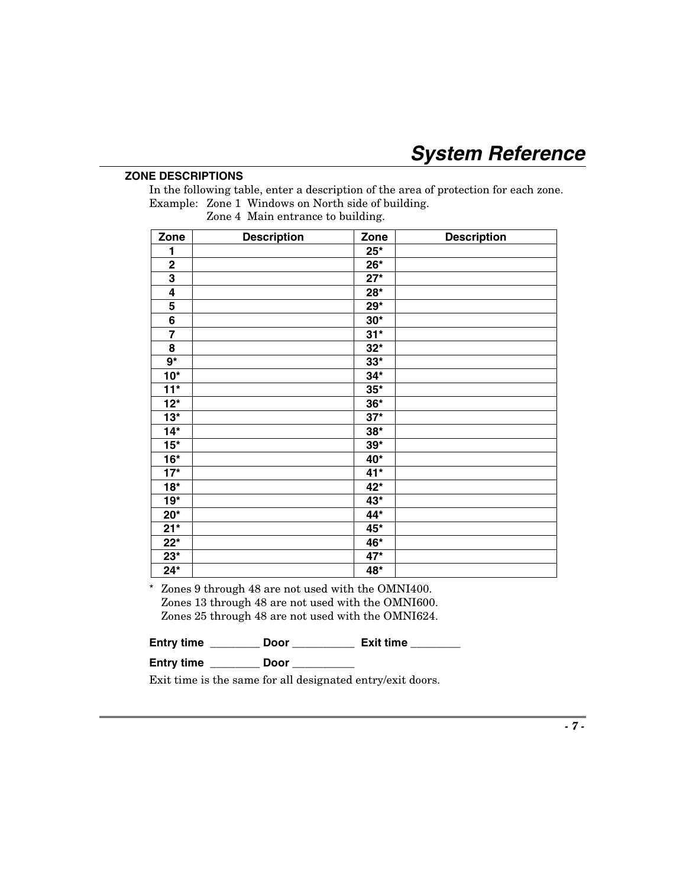# System Reference

## ZONE DESCRIPTIONS

In the following table, enter a description of the area of protection for each zone.

Example: Zone 1 Windows on North side of building.
Zone 4 Main entrance to building.

| Zone | Description | Zone | Description |
|---|---|---|---|
| 1 | | 25* | |
| 2 | | 26* | |
| 3 | | 27* | |
| 4 | | 28* | |
| 5 | | 29* | |
| 6 | | 30* | |
| 7 | | 31* | |
| 8 | | 32* | |
| 9* | | 33* | |
| 10* | | 34* | |
| 11* | | 35* | |
| 12* | | 36* | |
| 13* | | 37* | |
| 14* | | 38* | |
| 15* | | 39* | |
| 16* | | 40* | |
| 17* | | 41* | |
| 18* | | 42* | |
| 19* | | 43* | |
| 20* | | 44* | |
| 21* | | 45* | |
| 22* | | 46* | |
| 23* | | 47* | |
| 24* | | 48* | |

\* Zones 9 through 48 are not used with the OMNI400.
Zones 13 through 48 are not used with the OMNI600.
Zones 25 through 48 are not used with the OMNI624.

**Entry time** ________ **Door** __________ **Exit time** ________

**Entry time** ________ **Door** __________

Exit time is the same for all designated entry/exit doors.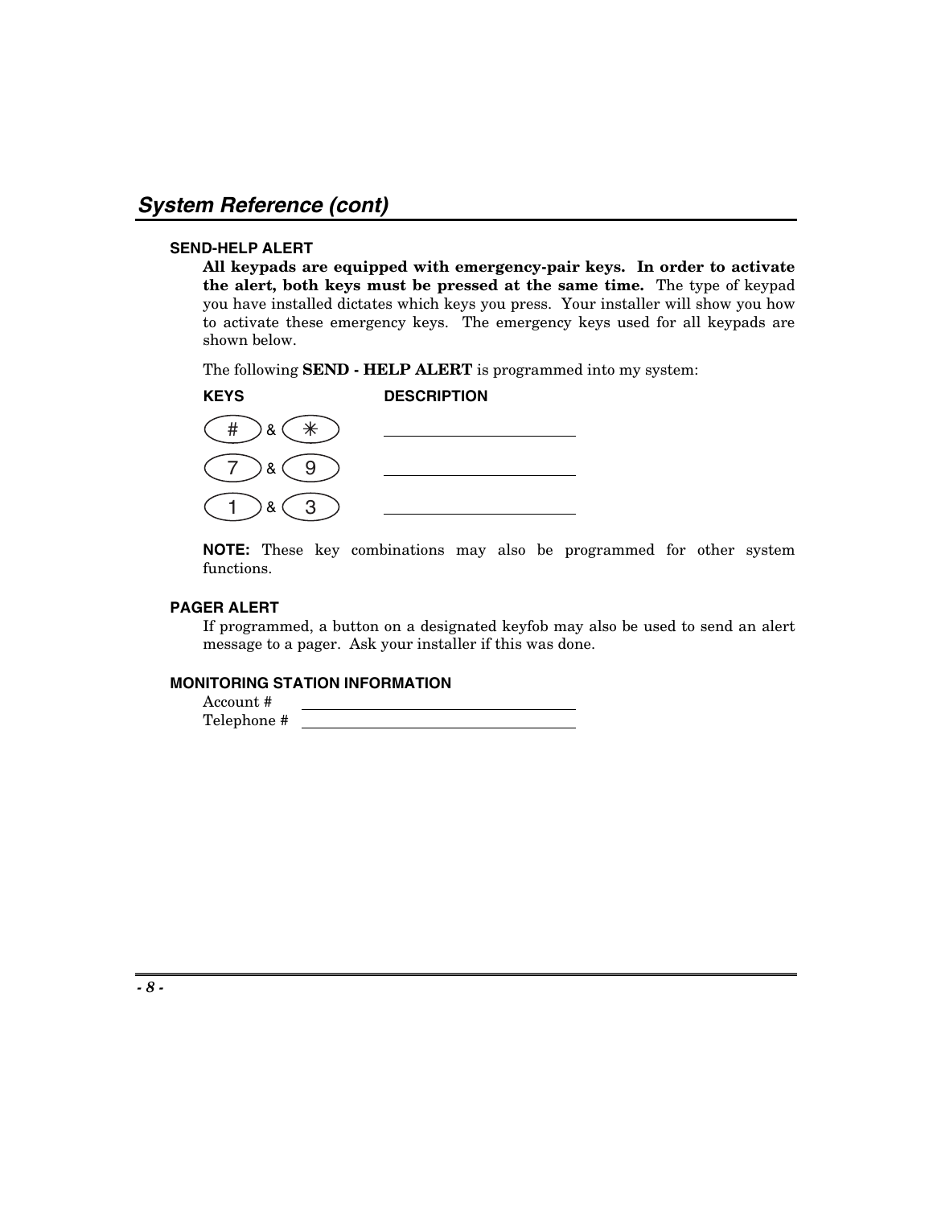## System Reference (cont)

### SEND-HELP ALERT

**All keypads are equipped with emergency-pair keys. In order to activate the alert, both keys must be pressed at the same time.** The type of keypad you have installed dictates which keys you press. Your installer will show you how to activate these emergency keys. The emergency keys used for all keypads are shown below.

The following **SEND - HELP ALERT** is programmed into my system:

| KEYS | DESCRIPTION |
|---|---|
| # & ✳ | ____________________ |
| 7 & 9 | ____________________ |
| 1 & 3 | ____________________ |

**NOTE:** These key combinations may also be programmed for other system functions.

### PAGER ALERT

If programmed, a button on a designated keyfob may also be used to send an alert message to a pager. Ask your installer if this was done.

### MONITORING STATION INFORMATION

Account # ____________________

Telephone # ____________________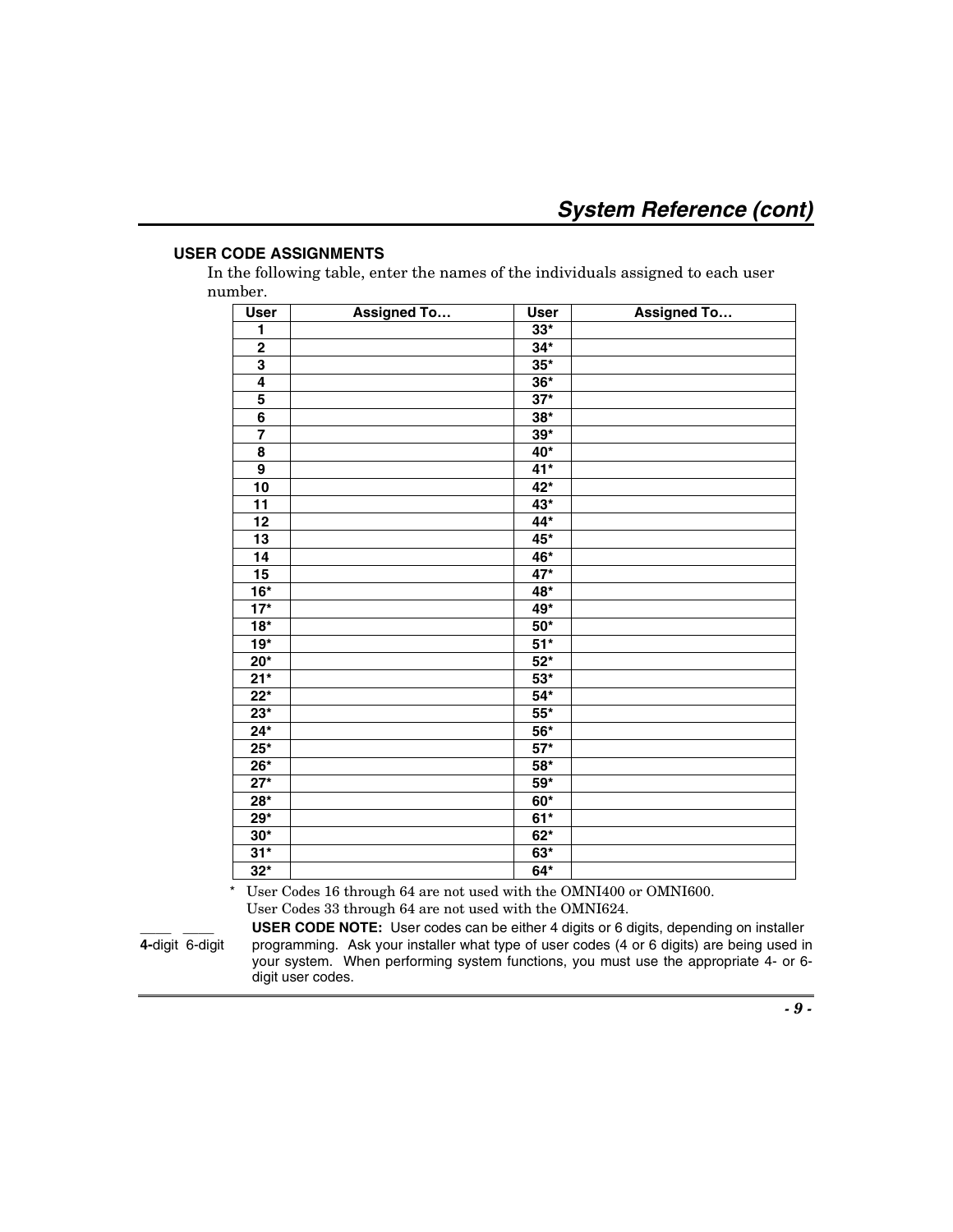## USER CODE ASSIGNMENTS

In the following table, enter the names of the individuals assigned to each user number.

| User | Assigned To… | User | Assigned To… |
|---|---|---|---|
| 1 | | 33* | |
| 2 | | 34* | |
| 3 | | 35* | |
| 4 | | 36* | |
| 5 | | 37* | |
| 6 | | 38* | |
| 7 | | 39* | |
| 8 | | 40* | |
| 9 | | 41* | |
| 10 | | 42* | |
| 11 | | 43* | |
| 12 | | 44* | |
| 13 | | 45* | |
| 14 | | 46* | |
| 15 | | 47* | |
| 16* | | 48* | |
| 17* | | 49* | |
| 18* | | 50* | |
| 19* | | 51* | |
| 20* | | 52* | |
| 21* | | 53* | |
| 22* | | 54* | |
| 23* | | 55* | |
| 24* | | 56* | |
| 25* | | 57* | |
| 26* | | 58* | |
| 27* | | 59* | |
| 28* | | 60* | |
| 29* | | 61* | |
| 30* | | 62* | |
| 31* | | 63* | |
| 32* | | 64* | |

\* User Codes 16 through 64 are not used with the OMNI400 or OMNI600.
User Codes 33 through 64 are not used with the OMNI624.

____ ____
**4-**digit 6-digit

**USER CODE NOTE:** User codes can be either 4 digits or 6 digits, depending on installer programming. Ask your installer what type of user codes (4 or 6 digits) are being used in your system. When performing system functions, you must use the appropriate 4- or 6-digit user codes.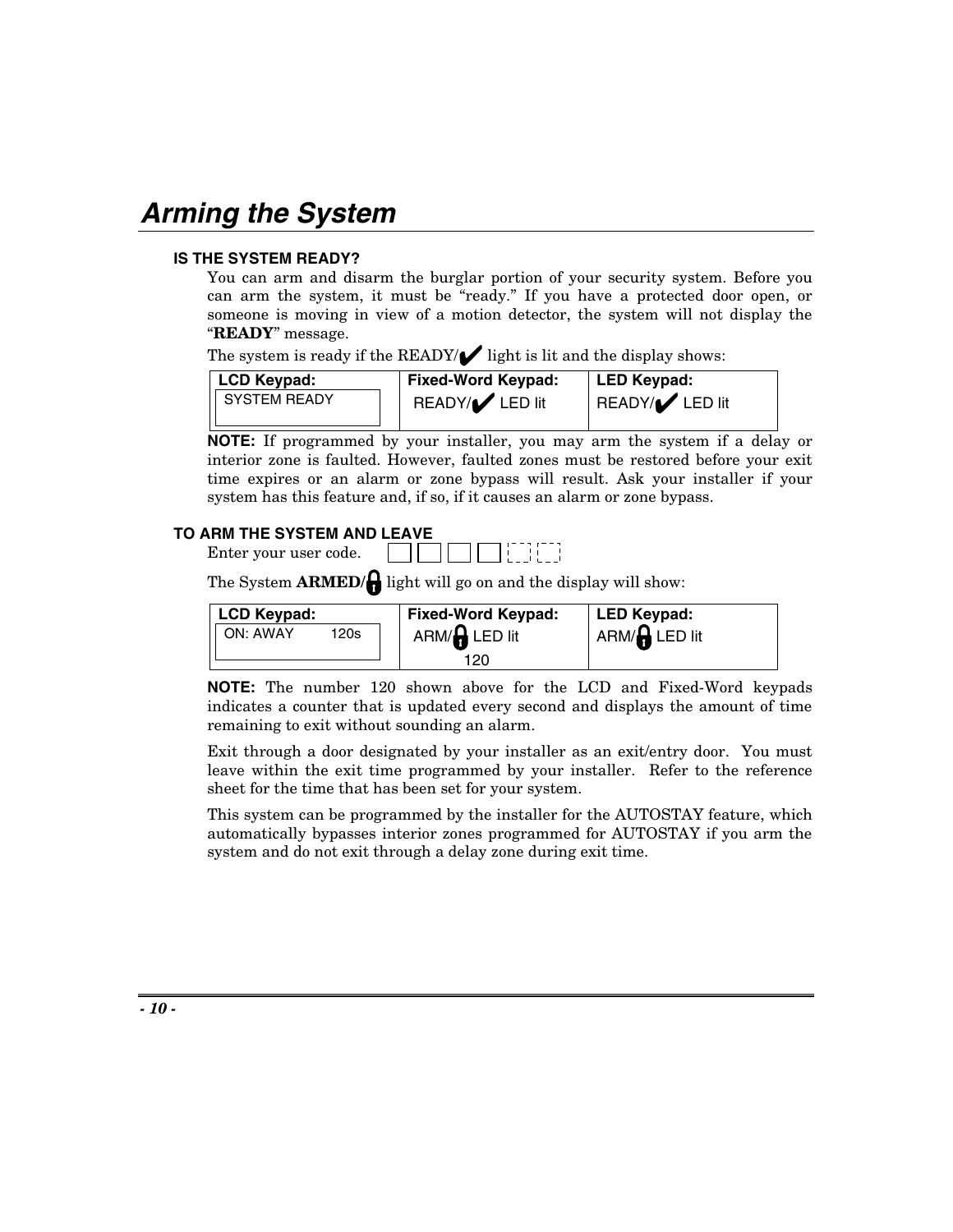# Arming the System

### IS THE SYSTEM READY?

You can arm and disarm the burglar portion of your security system. Before you can arm the system, it must be "ready." If you have a protected door open, or someone is moving in view of a motion detector, the system will not display the "**READY**" message.

The system is ready if the READY/✔ light is lit and the display shows:

| LCD Keypad: | Fixed-Word Keypad: | LED Keypad: |
|---|---|---|
| SYSTEM READY | READY/✔ LED lit | READY/✔ LED lit |

**NOTE:** If programmed by your installer, you may arm the system if a delay or interior zone is faulted. However, faulted zones must be restored before your exit time expires or an alarm or zone bypass will result. Ask your installer if your system has this feature and, if so, if it causes an alarm or zone bypass.

### TO ARM THE SYSTEM AND LEAVE

Enter your user code. [ ] [ ] [ ] [ ] [ ] [ ]

The System **ARMED/** light will go on and the display will show:

| LCD Keypad: | Fixed-Word Keypad: | LED Keypad: |
|---|---|---|
| ON: AWAY 120s | ARM/ LED lit 120 | ARM/ LED lit |

**NOTE:** The number 120 shown above for the LCD and Fixed-Word keypads indicates a counter that is updated every second and displays the amount of time remaining to exit without sounding an alarm.

Exit through a door designated by your installer as an exit/entry door. You must leave within the exit time programmed by your installer. Refer to the reference sheet for the time that has been set for your system.

This system can be programmed by the installer for the AUTOSTAY feature, which automatically bypasses interior zones programmed for AUTOSTAY if you arm the system and do not exit through a delay zone during exit time.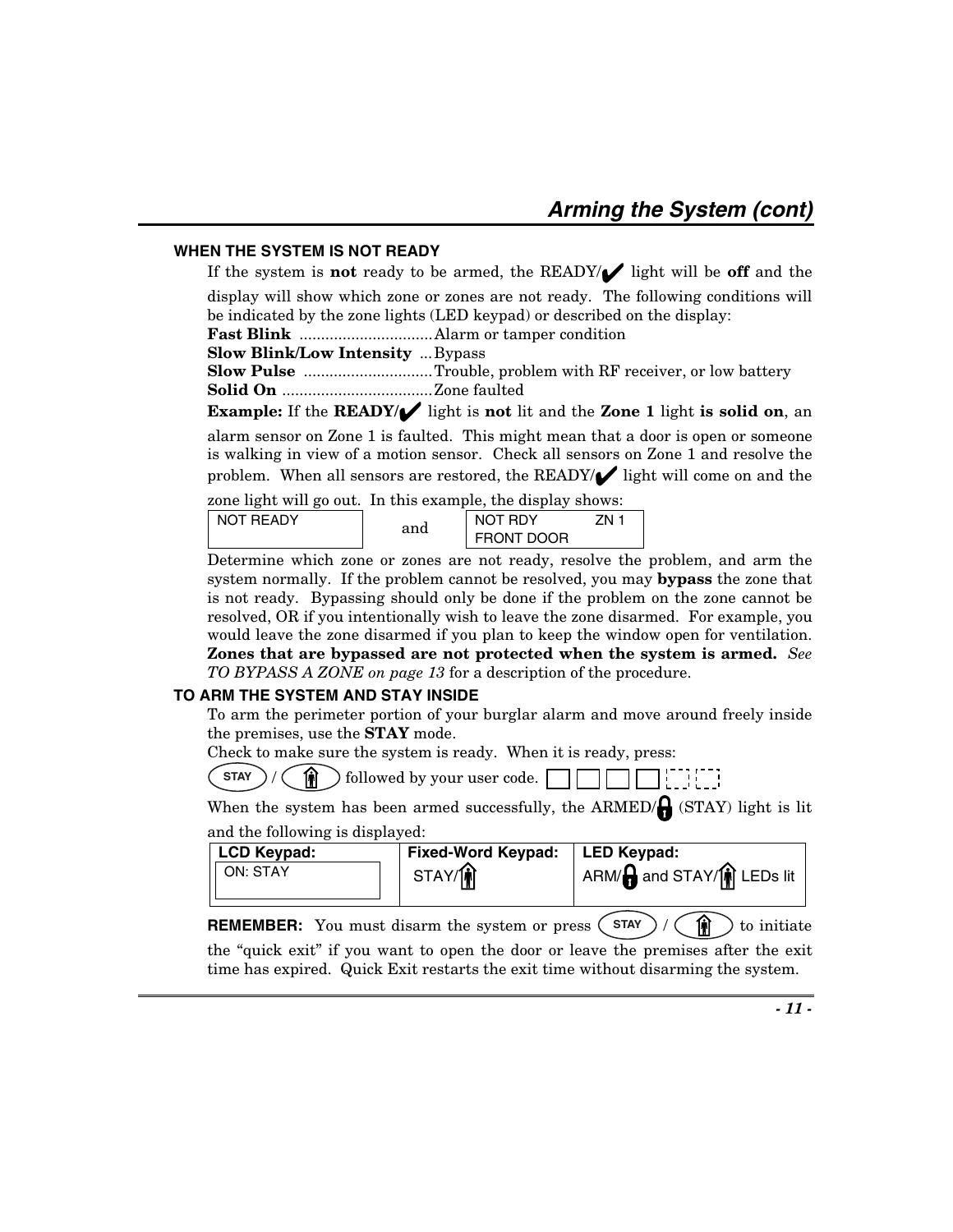## Arming the System (cont)

### WHEN THE SYSTEM IS NOT READY

If the system is **not** ready to be armed, the READY/✔ light will be **off** and the display will show which zone or zones are not ready. The following conditions will be indicated by the zone lights (LED keypad) or described on the display:

**Fast Blink** ............................... Alarm or tamper condition
**Slow Blink/Low Intensity** ... Bypass
**Slow Pulse** .............................. Trouble, problem with RF receiver, or low battery
**Solid On** ................................... Zone faulted

**Example:** If the **READY/✔** light is **not** lit and the **Zone 1** light **is solid on**, an alarm sensor on Zone 1 is faulted. This might mean that a door is open or someone is walking in view of a motion sensor. Check all sensors on Zone 1 and resolve the problem. When all sensors are restored, the READY/✔ light will come on and the zone light will go out. In this example, the display shows:

| NOT READY | and | NOT RDY ZN 1<br>FRONT DOOR |
|---|---|---|

Determine which zone or zones are not ready, resolve the problem, and arm the system normally. If the problem cannot be resolved, you may **bypass** the zone that is not ready. Bypassing should only be done if the problem on the zone cannot be resolved, OR if you intentionally wish to leave the zone disarmed. For example, you would leave the zone disarmed if you plan to keep the window open for ventilation. **Zones that are bypassed are not protected when the system is armed.** *See TO BYPASS A ZONE on page 13* for a description of the procedure.

### TO ARM THE SYSTEM AND STAY INSIDE

To arm the perimeter portion of your burglar alarm and move around freely inside the premises, use the **STAY** mode.

Check to make sure the system is ready. When it is ready, press:

STAY / [STAY key] followed by your user code. ☐ ☐ ☐ ☐ ☐ ☐

When the system has been armed successfully, the ARMED/🔒 (STAY) light is lit and the following is displayed:

| LCD Keypad: | Fixed-Word Keypad: | LED Keypad: |
|---|---|---|
| ON: STAY | STAY/[STAY icon] | ARM/🔒 and STAY/[STAY icon] LEDs lit |

**REMEMBER:** You must disarm the system or press STAY / [STAY key] to initiate the "quick exit" if you want to open the door or leave the premises after the exit time has expired. Quick Exit restarts the exit time without disarming the system.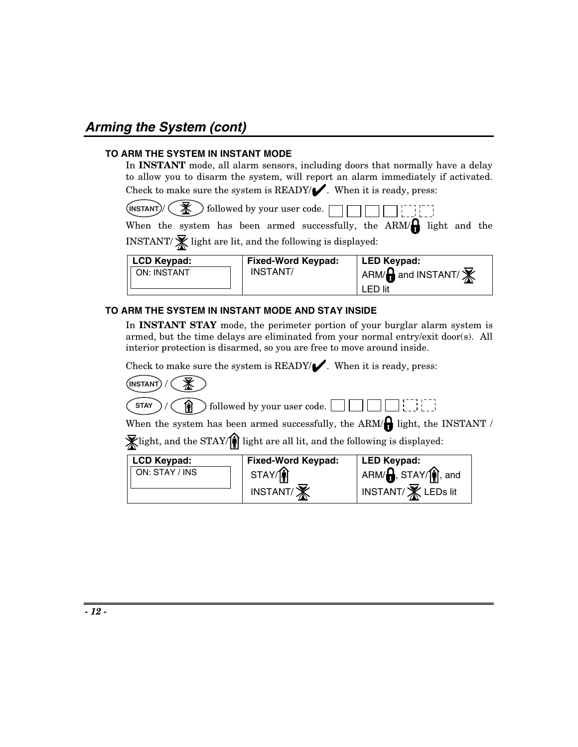## *Arming the System (cont)*

### TO ARM THE SYSTEM IN INSTANT MODE

In **INSTANT** mode, all alarm sensors, including doors that normally have a delay to allow you to disarm the system, will report an alarm immediately if activated. Check to make sure the system is READY/✔. When it is ready, press:

INSTANT / [INSTANT] followed by your user code. [ ] [ ] [ ] [ ] [ ] [ ]

When the system has been armed successfully, the ARM/[ARM] light and the INSTANT/[INSTANT] light are lit, and the following is displayed:

| LCD Keypad: | Fixed-Word Keypad: | LED Keypad: |
|---|---|---|
| ON: INSTANT | INSTANT/ | ARM/[ARM] and INSTANT/[INSTANT] LED lit |

### TO ARM THE SYSTEM IN INSTANT MODE AND STAY INSIDE

In **INSTANT STAY** mode, the perimeter portion of your burglar alarm system is armed, but the time delays are eliminated from your normal entry/exit door(s). All interior protection is disarmed, so you are free to move around inside.

Check to make sure the system is READY/✔. When it is ready, press:

INSTANT / [INSTANT]

STAY / [STAY] followed by your user code. [ ] [ ] [ ] [ ] [ ] [ ]

When the system has been armed successfully, the ARM/[ARM] light, the INSTANT / [INSTANT] light, and the STAY/[STAY] light are all lit, and the following is displayed:

| LCD Keypad: | Fixed-Word Keypad: | LED Keypad: |
|---|---|---|
| ON: STAY / INS | STAY/[STAY] INSTANT/[INSTANT] | ARM/[ARM], STAY/[STAY], and INSTANT/[INSTANT] LEDs lit |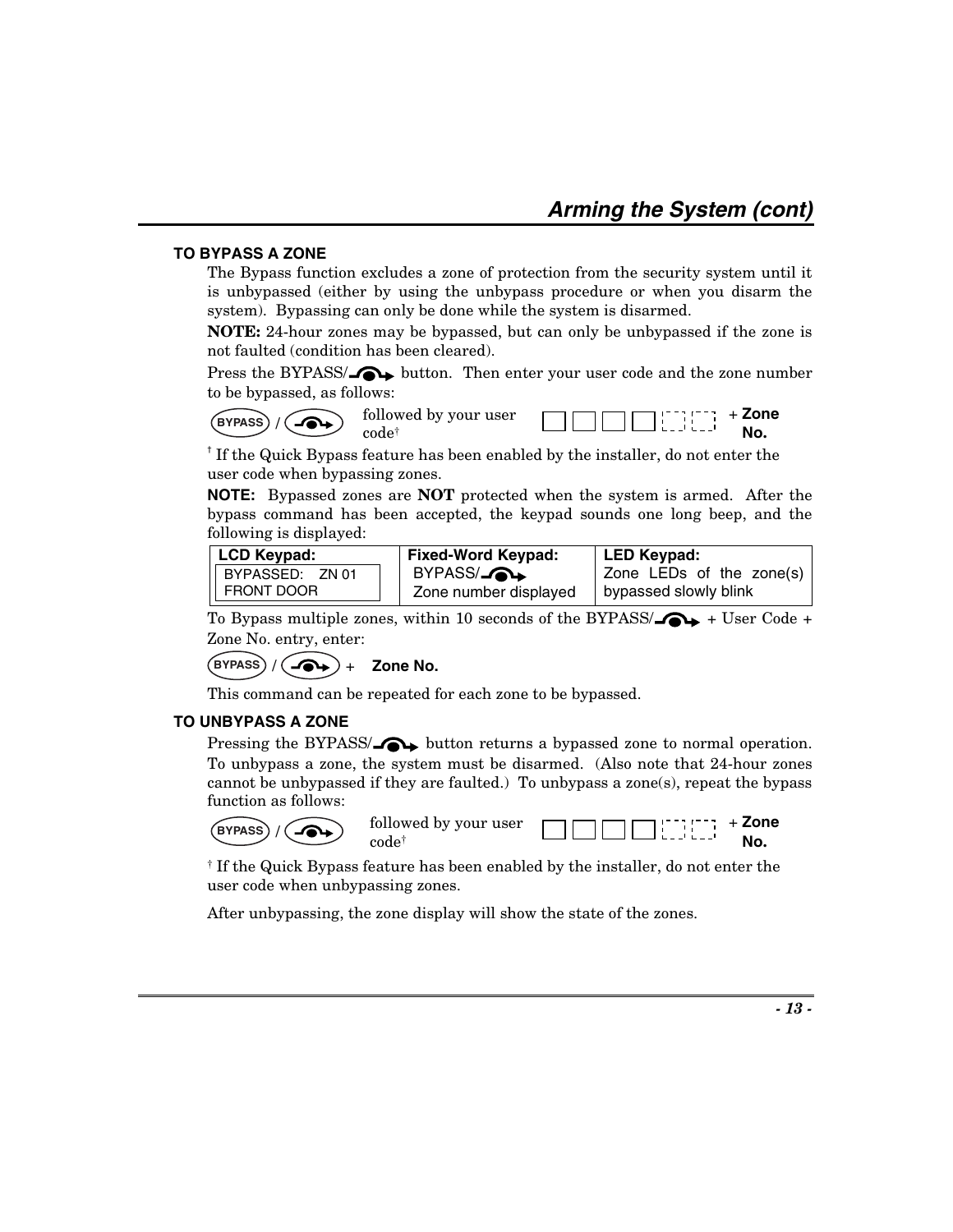## Arming the System (cont)

### TO BYPASS A ZONE

The Bypass function excludes a zone of protection from the security system until it is unbypassed (either by using the unbypass procedure or when you disarm the system). Bypassing can only be done while the system is disarmed.

**NOTE:** 24-hour zones may be bypassed, but can only be unbypassed if the zone is not faulted (condition has been cleared).

Press the BYPASS/ button. Then enter your user code and the zone number to be bypassed, as follows:

BYPASS / followed by your user code† + **Zone No.**

† If the Quick Bypass feature has been enabled by the installer, do not enter the user code when bypassing zones.

**NOTE:** Bypassed zones are **NOT** protected when the system is armed. After the bypass command has been accepted, the keypad sounds one long beep, and the following is displayed:

| LCD Keypad: | Fixed-Word Keypad: | LED Keypad: |
|---|---|---|
| BYPASSED: ZN 01<br>FRONT DOOR | BYPASS/<br>Zone number displayed | Zone LEDs of the zone(s) bypassed slowly blink |

To Bypass multiple zones, within 10 seconds of the BYPASS/ + User Code + Zone No. entry, enter:

BYPASS / + **Zone No.**

This command can be repeated for each zone to be bypassed.

### TO UNBYPASS A ZONE

Pressing the BYPASS/ button returns a bypassed zone to normal operation. To unbypass a zone, the system must be disarmed. (Also note that 24-hour zones cannot be unbypassed if they are faulted.) To unbypass a zone(s), repeat the bypass function as follows:

BYPASS / followed by your user code† + **Zone No.**

† If the Quick Bypass feature has been enabled by the installer, do not enter the user code when unbypassing zones.

After unbypassing, the zone display will show the state of the zones.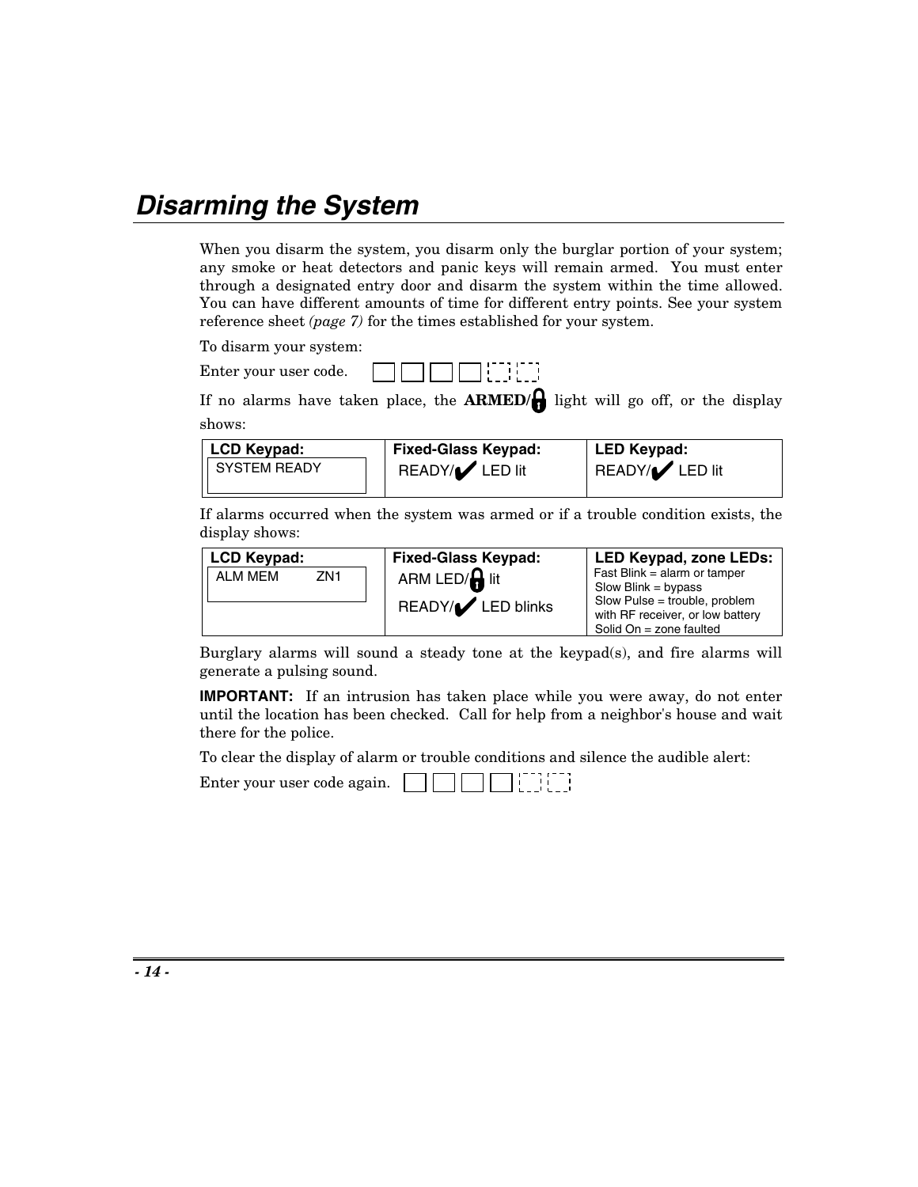# Disarming the System

When you disarm the system, you disarm only the burglar portion of your system; any smoke or heat detectors and panic keys will remain armed. You must enter through a designated entry door and disarm the system within the time allowed. You can have different amounts of time for different entry points. See your system reference sheet *(page 7)* for the times established for your system.

To disarm your system:

Enter your user code. [ ] [ ] [ ] [ ] [ ] [ ]

If no alarms have taken place, the **ARMED/🔒** light will go off, or the display shows:

| LCD Keypad: | Fixed-Glass Keypad: | LED Keypad: |
|---|---|---|
| SYSTEM READY | READY/✔ LED lit | READY/✔ LED lit |

If alarms occurred when the system was armed or if a trouble condition exists, the display shows:

| LCD Keypad: | Fixed-Glass Keypad: | LED Keypad, zone LEDs: |
|---|---|---|
| ALM MEM ZN1 | ARM LED/🔒 lit<br>READY/✔ LED blinks | Fast Blink = alarm or tamper<br>Slow Blink = bypass<br>Slow Pulse = trouble, problem with RF receiver, or low battery<br>Solid On = zone faulted |

Burglary alarms will sound a steady tone at the keypad(s), and fire alarms will generate a pulsing sound.

**IMPORTANT:** If an intrusion has taken place while you were away, do not enter until the location has been checked. Call for help from a neighbor's house and wait there for the police.

To clear the display of alarm or trouble conditions and silence the audible alert:

Enter your user code again. [ ] [ ] [ ] [ ] [ ] [ ]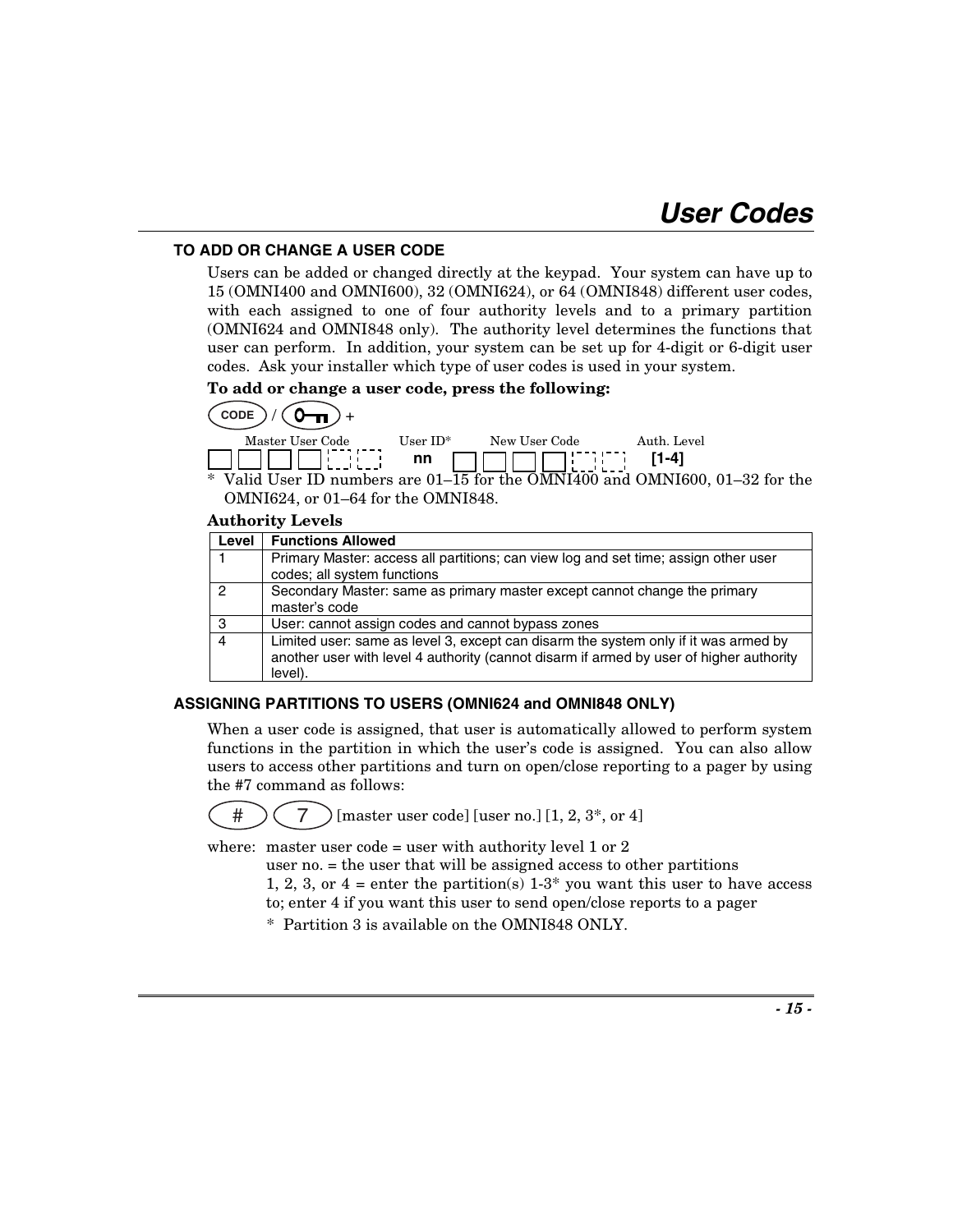# User Codes

## TO ADD OR CHANGE A USER CODE

Users can be added or changed directly at the keypad. Your system can have up to 15 (OMNI400 and OMNI600), 32 (OMNI624), or 64 (OMNI848) different user codes, with each assigned to one of four authority levels and to a primary partition (OMNI624 and OMNI848 only). The authority level determines the functions that user can perform. In addition, your system can be set up for 4-digit or 6-digit user codes. Ask your installer which type of user codes is used in your system.

**To add or change a user code, press the following:**

CODE / [key] +

| Master User Code | User ID* | New User Code | Auth. Level |
|---|---|---|---|
| ☐☐☐☐┆┆ | **nn** | ☐☐☐☐┆┆ | **[1-4]** |

\* Valid User ID numbers are 01–15 for the OMNI400 and OMNI600, 01–32 for the OMNI624, or 01–64 for the OMNI848.

**Authority Levels**

| Level | Functions Allowed |
|---|---|
| 1 | Primary Master: access all partitions; can view log and set time; assign other user codes; all system functions |
| 2 | Secondary Master: same as primary master except cannot change the primary master's code |
| 3 | User: cannot assign codes and cannot bypass zones |
| 4 | Limited user: same as level 3, except can disarm the system only if it was armed by another user with level 4 authority (cannot disarm if armed by user of higher authority level). |

## ASSIGNING PARTITIONS TO USERS (OMNI624 and OMNI848 ONLY)

When a user code is assigned, that user is automatically allowed to perform system functions in the partition in which the user's code is assigned. You can also allow users to access other partitions and turn on open/close reporting to a pager by using the #7 command as follows:

# 7 [master user code] [user no.] [1, 2, 3*, or 4]

where: master user code = user with authority level 1 or 2
user no. = the user that will be assigned access to other partitions
1, 2, 3, or 4 = enter the partition(s) 1-3* you want this user to have access to; enter 4 if you want this user to send open/close reports to a pager

\* Partition 3 is available on the OMNI848 ONLY.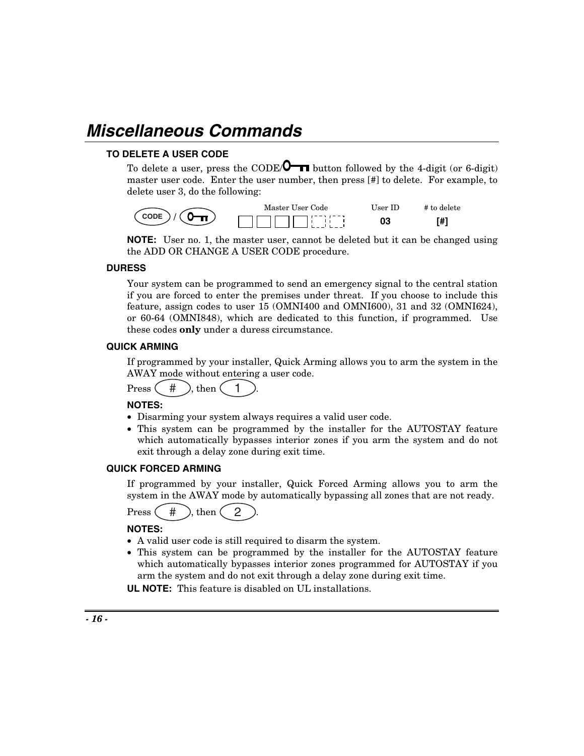# Miscellaneous Commands

### TO DELETE A USER CODE

To delete a user, press the CODE/key button followed by the 4-digit (or 6-digit) master user code. Enter the user number, then press [#] to delete. For example, to delete user 3, do the following:

| CODE / key | Master User Code | User ID | # to delete |
|---|---|---|---|
| | □□□□ ⬚⬚ | **03** | **[#]** |

**NOTE:** User no. 1, the master user, cannot be deleted but it can be changed using the ADD OR CHANGE A USER CODE procedure.

### DURESS

Your system can be programmed to send an emergency signal to the central station if you are forced to enter the premises under threat. If you choose to include this feature, assign codes to user 15 (OMNI400 and OMNI600), 31 and 32 (OMNI624), or 60-64 (OMNI848), which are dedicated to this function, if programmed. Use these codes **only** under a duress circumstance.

### QUICK ARMING

If programmed by your installer, Quick Arming allows you to arm the system in the AWAY mode without entering a user code.

Press [#], then [1].

**NOTES:**

- Disarming your system always requires a valid user code.
- This system can be programmed by the installer for the AUTOSTAY feature which automatically bypasses interior zones if you arm the system and do not exit through a delay zone during exit time.

### QUICK FORCED ARMING

If programmed by your installer, Quick Forced Arming allows you to arm the system in the AWAY mode by automatically bypassing all zones that are not ready.

Press [#], then [2].

**NOTES:**

- A valid user code is still required to disarm the system.
- This system can be programmed by the installer for the AUTOSTAY feature which automatically bypasses interior zones programmed for AUTOSTAY if you arm the system and do not exit through a delay zone during exit time.

**UL NOTE:** This feature is disabled on UL installations.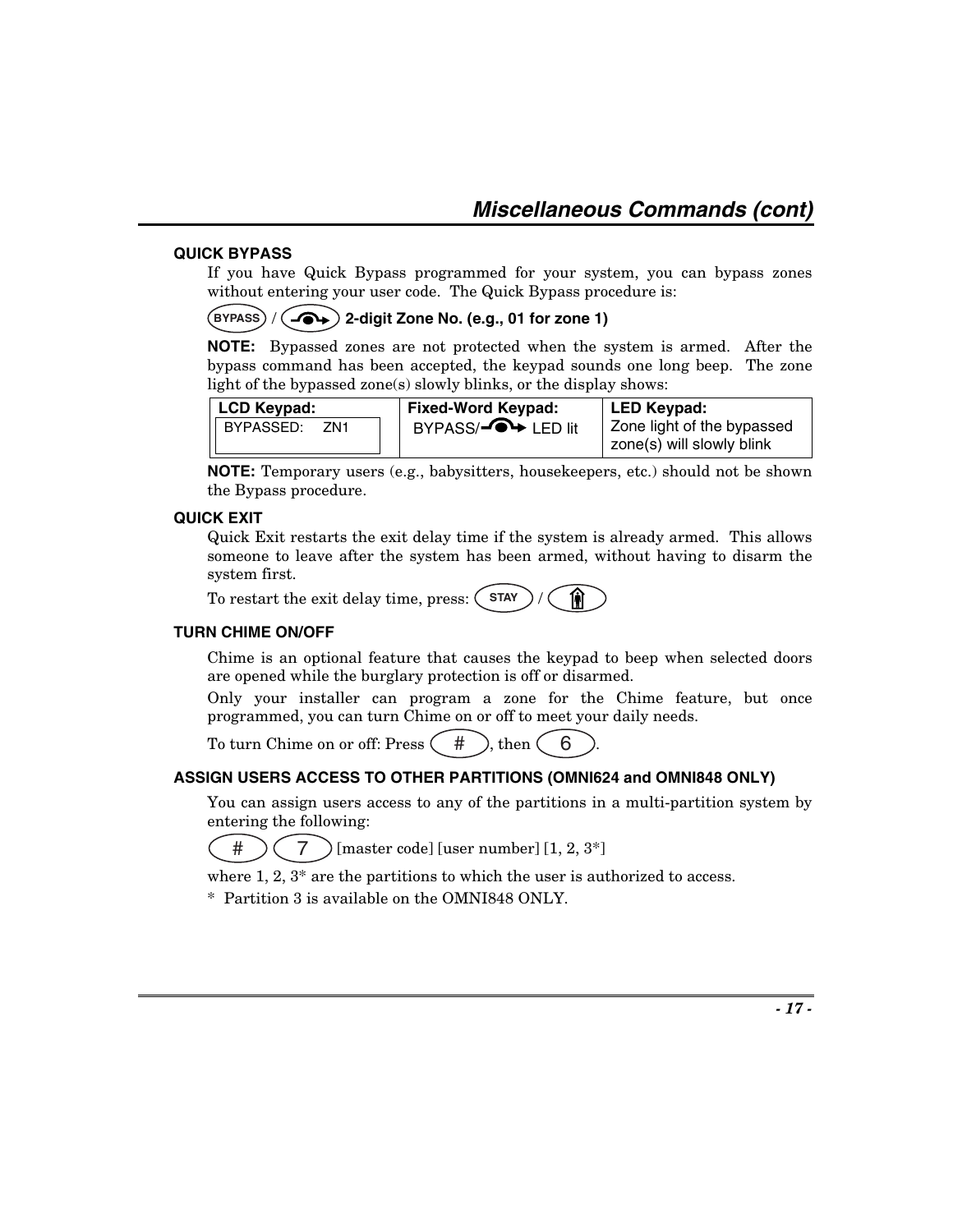## Miscellaneous Commands (cont)

### QUICK BYPASS

If you have Quick Bypass programmed for your system, you can bypass zones without entering your user code. The Quick Bypass procedure is:

BYPASS / [bypass key] **2-digit Zone No. (e.g., 01 for zone 1)**

**NOTE:** Bypassed zones are not protected when the system is armed. After the bypass command has been accepted, the keypad sounds one long beep. The zone light of the bypassed zone(s) slowly blinks, or the display shows:

| LCD Keypad: | Fixed-Word Keypad: | LED Keypad: |
|---|---|---|
| BYPASSED: ZN1 | BYPASS/[bypass icon] LED lit | Zone light of the bypassed zone(s) will slowly blink |

**NOTE:** Temporary users (e.g., babysitters, housekeepers, etc.) should not be shown the Bypass procedure.

### QUICK EXIT

Quick Exit restarts the exit delay time if the system is already armed. This allows someone to leave after the system has been armed, without having to disarm the system first.

To restart the exit delay time, press: STAY / [stay icon]

### TURN CHIME ON/OFF

Chime is an optional feature that causes the keypad to beep when selected doors are opened while the burglary protection is off or disarmed.

Only your installer can program a zone for the Chime feature, but once programmed, you can turn Chime on or off to meet your daily needs.

To turn Chime on or off: Press #, then 6.

### ASSIGN USERS ACCESS TO OTHER PARTITIONS (OMNI624 and OMNI848 ONLY)

You can assign users access to any of the partitions in a multi-partition system by entering the following:

# 7 [master code] [user number] [1, 2, 3*]

where 1, 2, 3* are the partitions to which the user is authorized to access.

* Partition 3 is available on the OMNI848 ONLY.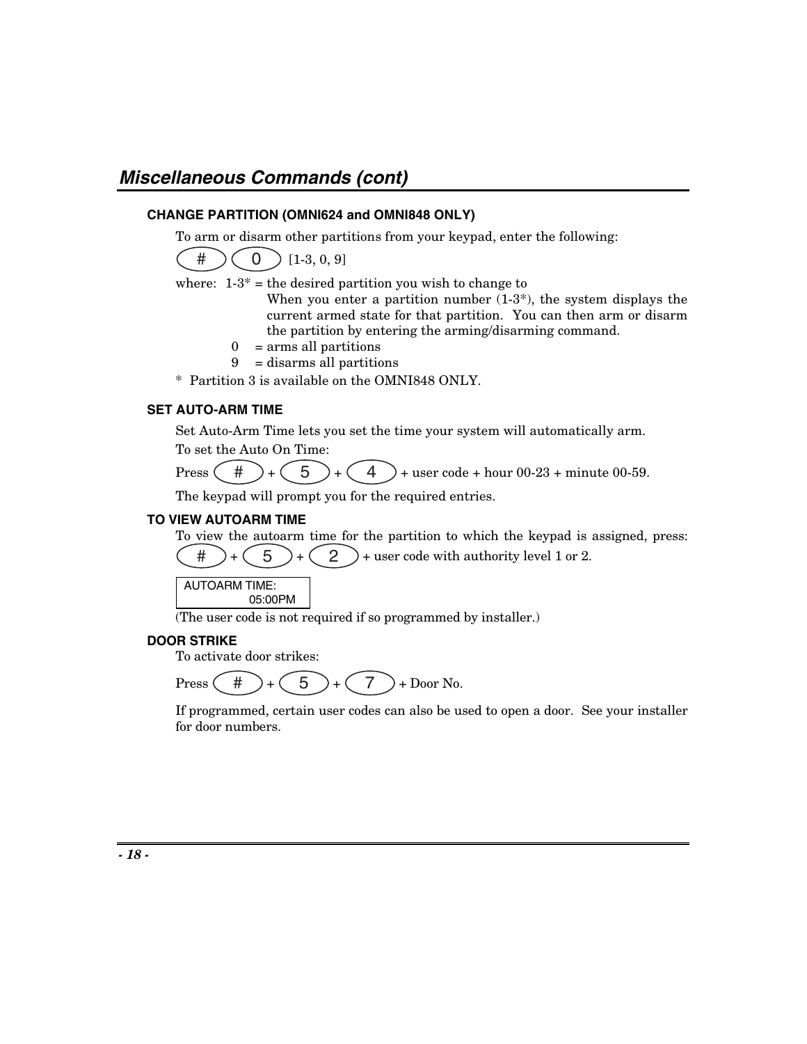## Miscellaneous Commands (cont)

### CHANGE PARTITION (OMNI624 and OMNI848 ONLY)

To arm or disarm other partitions from your keypad, enter the following:

[#] [0] [1-3, 0, 9]

where: 1-3* = the desired partition you wish to change to
When you enter a partition number (1-3*), the system displays the current armed state for that partition. You can then arm or disarm the partition by entering the arming/disarming command.

0 = arms all partitions

9 = disarms all partitions

* Partition 3 is available on the OMNI848 ONLY.

### SET AUTO-ARM TIME

Set Auto-Arm Time lets you set the time your system will automatically arm.

To set the Auto On Time:

Press [#] + [5] + [4] + user code + hour 00-23 + minute 00-59.

The keypad will prompt you for the required entries.

### TO VIEW AUTOARM TIME

To view the autoarm time for the partition to which the keypad is assigned, press: [#] + [5] + [2] + user code with authority level 1 or 2.

```
AUTOARM TIME:
          05:00PM
```

(The user code is not required if so programmed by installer.)

### DOOR STRIKE

To activate door strikes:

Press [#] + [5] + [7] + Door No.

If programmed, certain user codes can also be used to open a door. See your installer for door numbers.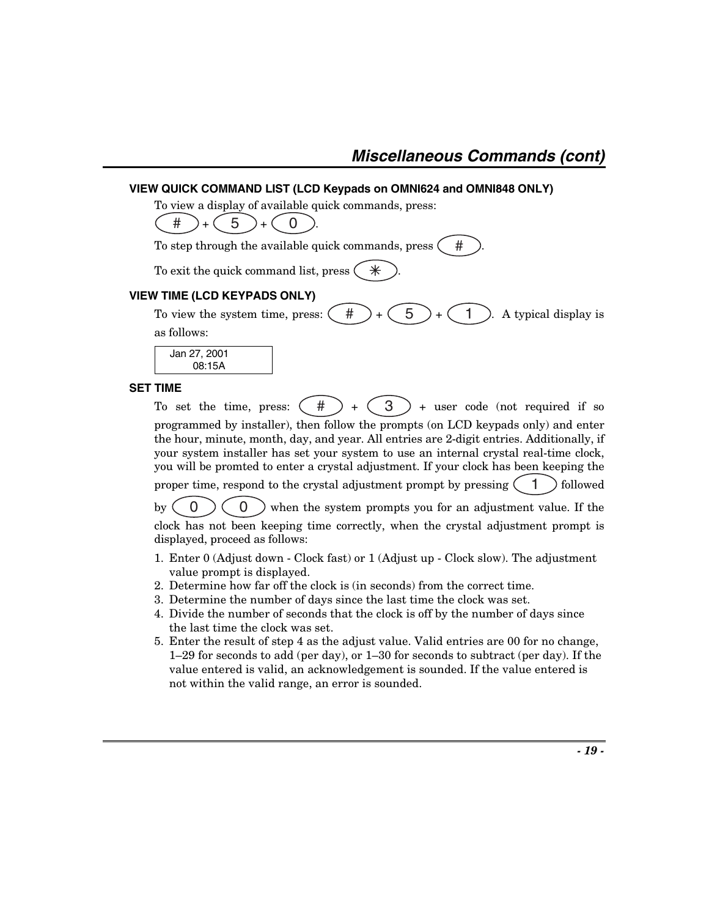## Miscellaneous Commands (cont)

### VIEW QUICK COMMAND LIST (LCD Keypads on OMNI624 and OMNI848 ONLY)

To view a display of available quick commands, press:

[#] + [5] + [0].

To step through the available quick commands, press [#].

To exit the quick command list, press [✳].

### VIEW TIME (LCD KEYPADS ONLY)

To view the system time, press: [#] + [5] + [1]. A typical display is as follows:

```
Jan 27, 2001
     08:15A
```

### SET TIME

To set the time, press: [#] + [3] + user code (not required if so programmed by installer), then follow the prompts (on LCD keypads only) and enter the hour, minute, month, day, and year. All entries are 2-digit entries. Additionally, if your system installer has set your system to use an internal crystal real-time clock, you will be promted to enter a crystal adjustment. If your clock has been keeping the proper time, respond to the crystal adjustment prompt by pressing [1] followed by [0] [0] when the system prompts you for an adjustment value. If the clock has not been keeping time correctly, when the crystal adjustment prompt is displayed, proceed as follows:

1. Enter 0 (Adjust down - Clock fast) or 1 (Adjust up - Clock slow). The adjustment value prompt is displayed.
2. Determine how far off the clock is (in seconds) from the correct time.
3. Determine the number of days since the last time the clock was set.
4. Divide the number of seconds that the clock is off by the number of days since the last time the clock was set.
5. Enter the result of step 4 as the adjust value. Valid entries are 00 for no change, 1–29 for seconds to add (per day), or 1–30 for seconds to subtract (per day). If the value entered is valid, an acknowledgement is sounded. If the value entered is not within the valid range, an error is sounded.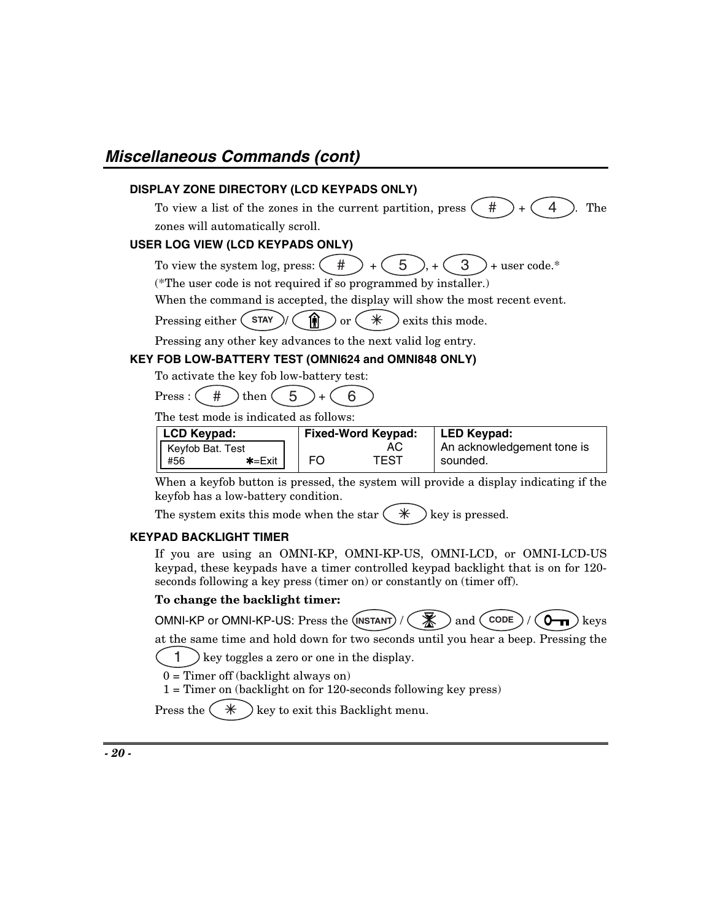## Miscellaneous Commands (cont)

### DISPLAY ZONE DIRECTORY (LCD KEYPADS ONLY)

To view a list of the zones in the current partition, press [#] + [4]. The zones will automatically scroll.

### USER LOG VIEW (LCD KEYPADS ONLY)

To view the system log, press: [#] + [5], + [3] + user code.*

(*The user code is not required if so programmed by installer.)

When the command is accepted, the display will show the most recent event.

Pressing either [STAY]/[ ] or [✳] exits this mode.

Pressing any other key advances to the next valid log entry.

### KEY FOB LOW-BATTERY TEST (OMNI624 and OMNI848 ONLY)

To activate the key fob low-battery test:

Press : [#] then [5] + [6]

The test mode is indicated as follows:

| LCD Keypad: | Fixed-Word Keypad: | LED Keypad: |
|---|---|---|
| Keyfob Bat. Test<br>#56 ✱=Exit | AC<br>FO TEST | An acknowledgement tone is sounded. |

When a keyfob button is pressed, the system will provide a display indicating if the keyfob has a low-battery condition.

The system exits this mode when the star [✳] key is pressed.

### KEYPAD BACKLIGHT TIMER

If you are using an OMNI-KP, OMNI-KP-US, OMNI-LCD, or OMNI-LCD-US keypad, these keypads have a timer controlled keypad backlight that is on for 120-seconds following a key press (timer on) or constantly on (timer off).

**To change the backlight timer:**

OMNI-KP or OMNI-KP-US: Press the [INSTANT] / [ ] and [CODE] / [ ] keys at the same time and hold down for two seconds until you hear a beep. Pressing the [1] key toggles a zero or one in the display.

0 = Timer off (backlight always on)
1 = Timer on (backlight on for 120-seconds following key press)

Press the [✳] key to exit this Backlight menu.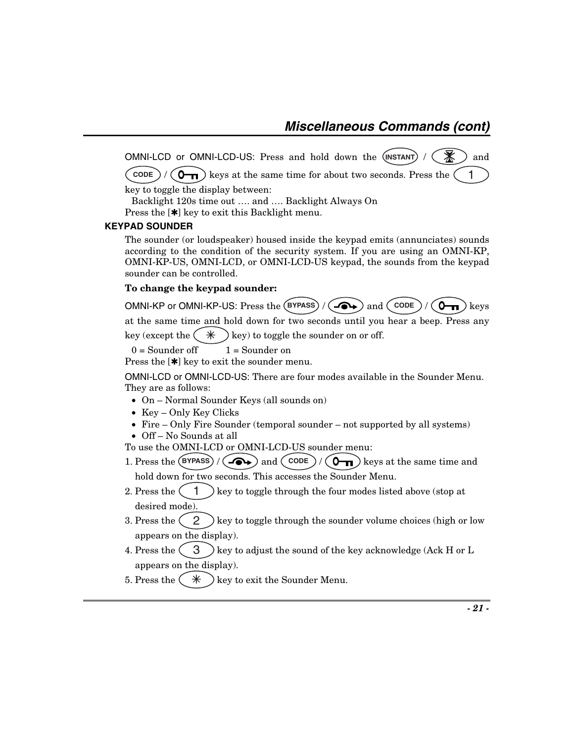## Miscellaneous Commands (cont)

OMNI-LCD or OMNI-LCD-US: Press and hold down the INSTANT / [icon] and CODE / [key icon] keys at the same time for about two seconds. Press the 1 key to toggle the display between:

Backlight 120s time out …. and …. Backlight Always On

Press the [✱] key to exit this Backlight menu.

### KEYPAD SOUNDER

The sounder (or loudspeaker) housed inside the keypad emits (annunciates) sounds according to the condition of the security system. If you are using an OMNI-KP, OMNI-KP-US, OMNI-LCD, or OMNI-LCD-US keypad, the sounds from the keypad sounder can be controlled.

**To change the keypad sounder:**

OMNI-KP or OMNI-KP-US: Press the BYPASS / [icon] and CODE / [key icon] keys at the same time and hold down for two seconds until you hear a beep. Press any key (except the ✳ key) to toggle the sounder on or off.

0 = Sounder off    1 = Sounder on

Press the [✱] key to exit the sounder menu.

OMNI-LCD or OMNI-LCD-US: There are four modes available in the Sounder Menu. They are as follows:

- On – Normal Sounder Keys (all sounds on)
- Key – Only Key Clicks
- Fire – Only Fire Sounder (temporal sounder – not supported by all systems)
- Off – No Sounds at all

To use the OMNI-LCD or OMNI-LCD-US sounder menu:

1. Press the BYPASS / [icon] and CODE / [key icon] keys at the same time and hold down for two seconds. This accesses the Sounder Menu.
2. Press the 1 key to toggle through the four modes listed above (stop at desired mode).
3. Press the 2 key to toggle through the sounder volume choices (high or low appears on the display).
4. Press the 3 key to adjust the sound of the key acknowledge (Ack H or L appears on the display).
5. Press the ✳ key to exit the Sounder Menu.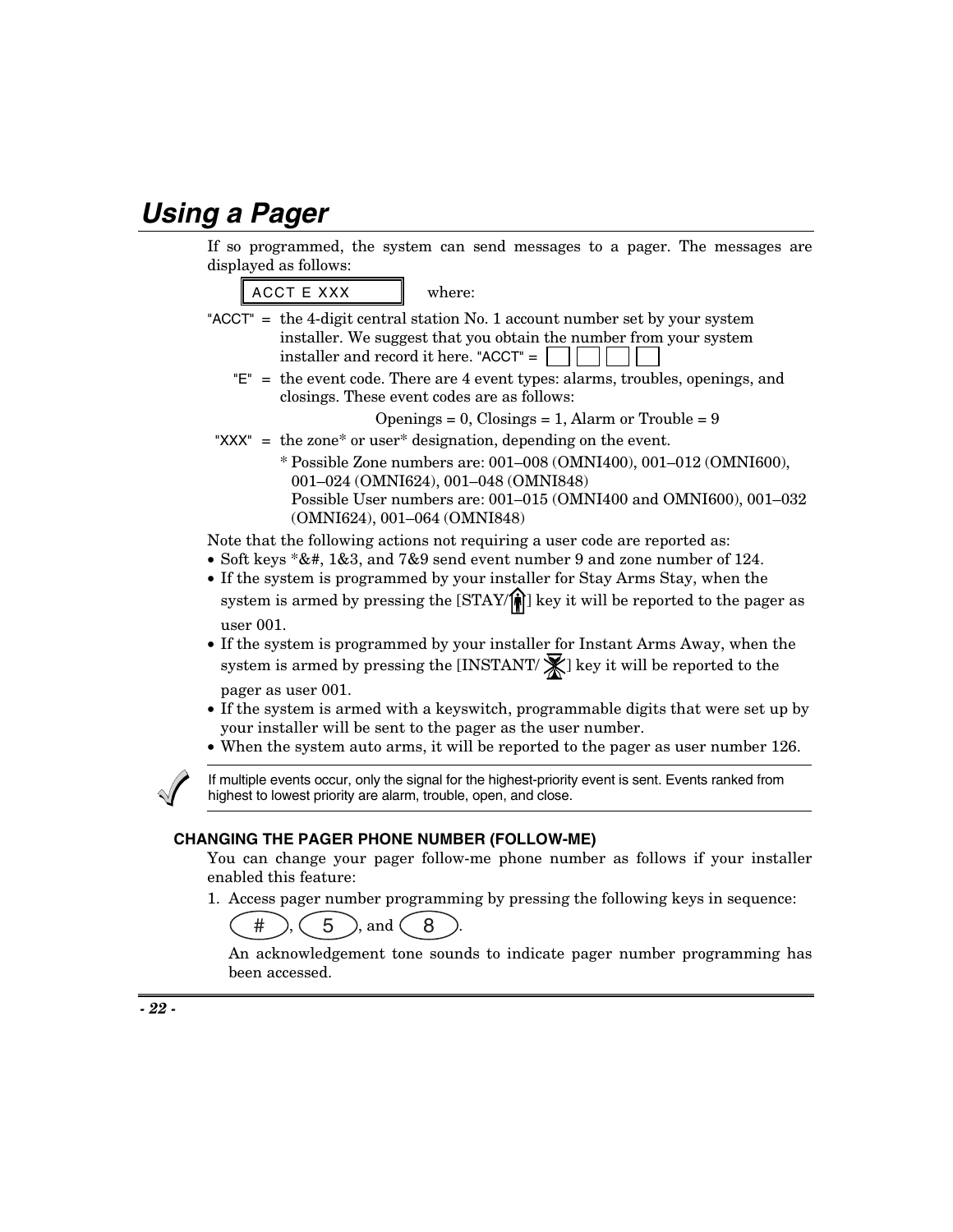## *Using a Pager*

If so programmed, the system can send messages to a pager. The messages are displayed as follows:

```
ACCT E XXX
```

where:

"ACCT" = the 4-digit central station No. 1 account number set by your system installer. We suggest that you obtain the number from your system installer and record it here. "ACCT" = ☐ ☐ ☐ ☐

"E" = the event code. There are 4 event types: alarms, troubles, openings, and closings. These event codes are as follows:

Openings = 0, Closings = 1, Alarm or Trouble = 9

"XXX" = the zone* or user* designation, depending on the event.

\* Possible Zone numbers are: 001–008 (OMNI400), 001–012 (OMNI600), 001–024 (OMNI624), 001–048 (OMNI848)
Possible User numbers are: 001–015 (OMNI400 and OMNI600), 001–032 (OMNI624), 001–064 (OMNI848)

Note that the following actions not requiring a user code are reported as:

- Soft keys *&#, 1&3, and 7&9 send event number 9 and zone number of 124.
- If the system is programmed by your installer for Stay Arms Stay, when the system is armed by pressing the [STAY/] key it will be reported to the pager as user 001.
- If the system is programmed by your installer for Instant Arms Away, when the system is armed by pressing the [INSTANT/] key it will be reported to the pager as user 001.
- If the system is armed with a keyswitch, programmable digits that were set up by your installer will be sent to the pager as the user number.
- When the system auto arms, it will be reported to the pager as user number 126.

If multiple events occur, only the signal for the highest-priority event is sent. Events ranked from highest to lowest priority are alarm, trouble, open, and close.

### CHANGING THE PAGER PHONE NUMBER (FOLLOW-ME)

You can change your pager follow-me phone number as follows if your installer enabled this feature:

1. Access pager number programming by pressing the following keys in sequence: [#], [5], and [8].

   An acknowledgement tone sounds to indicate pager number programming has been accessed.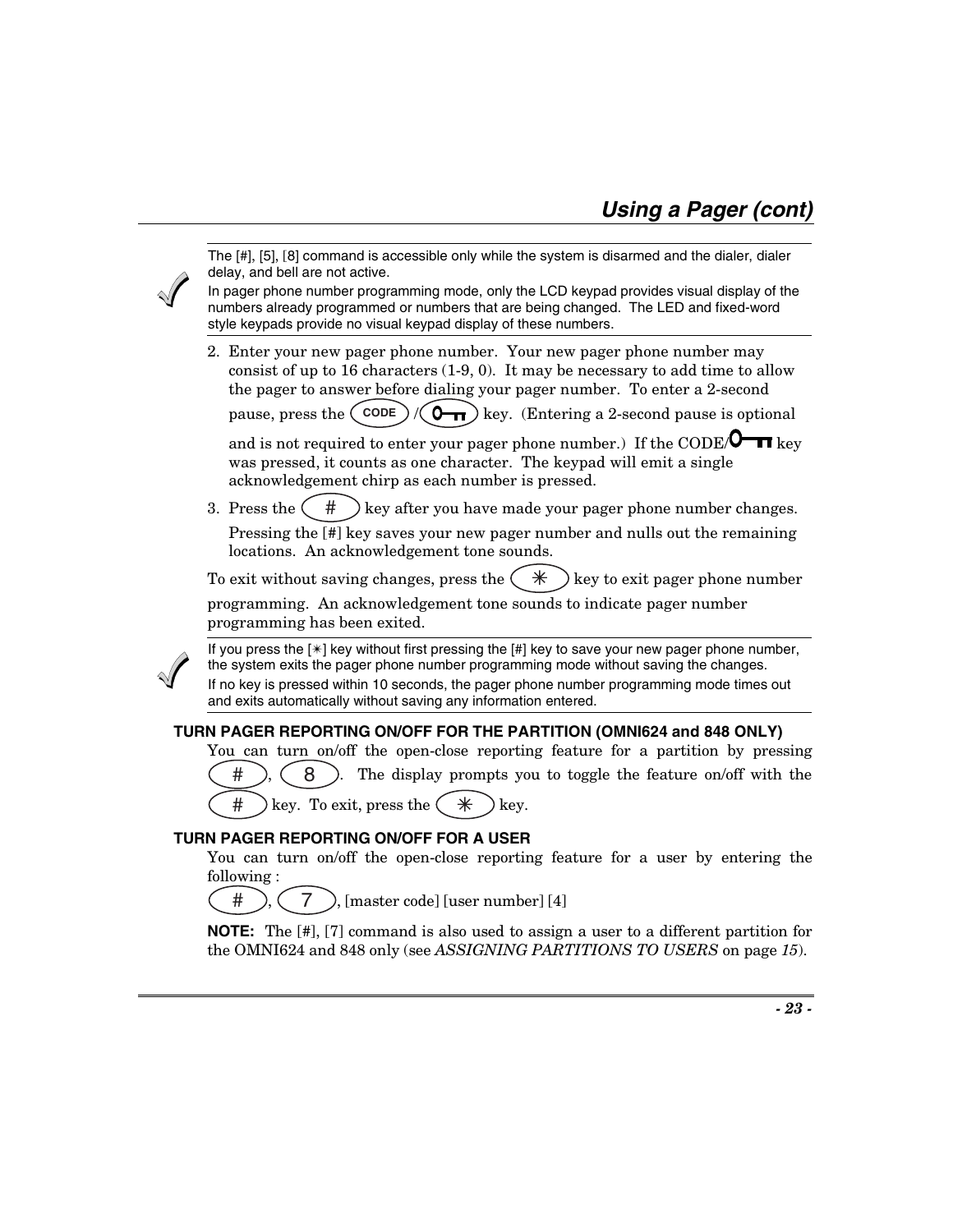## Using a Pager (cont)

> The [#], [5], [8] command is accessible only while the system is disarmed and the dialer, dialer delay, and bell are not active.
>
> In pager phone number programming mode, only the LCD keypad provides visual display of the numbers already programmed or numbers that are being changed. The LED and fixed-word style keypads provide no visual keypad display of these numbers.

2. Enter your new pager phone number. Your new pager phone number may consist of up to 16 characters (1-9, 0). It may be necessary to add time to allow the pager to answer before dialing your pager number. To enter a 2-second pause, press the [CODE] / [key] key. (Entering a 2-second pause is optional and is not required to enter your pager phone number.) If the CODE/key key was pressed, it counts as one character. The keypad will emit a single acknowledgement chirp as each number is pressed.
3. Press the [#] key after you have made your pager phone number changes. Pressing the [#] key saves your new pager number and nulls out the remaining locations. An acknowledgement tone sounds.

To exit without saving changes, press the [✳] key to exit pager phone number programming. An acknowledgement tone sounds to indicate pager number programming has been exited.

> If you press the [✳] key without first pressing the [#] key to save your new pager phone number, the system exits the pager phone number programming mode without saving the changes.
>
> If no key is pressed within 10 seconds, the pager phone number programming mode times out and exits automatically without saving any information entered.

### TURN PAGER REPORTING ON/OFF FOR THE PARTITION (OMNI624 and 848 ONLY)

You can turn on/off the open-close reporting feature for a partition by pressing [#], [8]. The display prompts you to toggle the feature on/off with the [#] key. To exit, press the [✳] key.

### TURN PAGER REPORTING ON/OFF FOR A USER

You can turn on/off the open-close reporting feature for a user by entering the following :

[#], [7], [master code] [user number] [4]

**NOTE:** The [#], [7] command is also used to assign a user to a different partition for the OMNI624 and 848 only (see *ASSIGNING PARTITIONS TO USERS* on page *15*).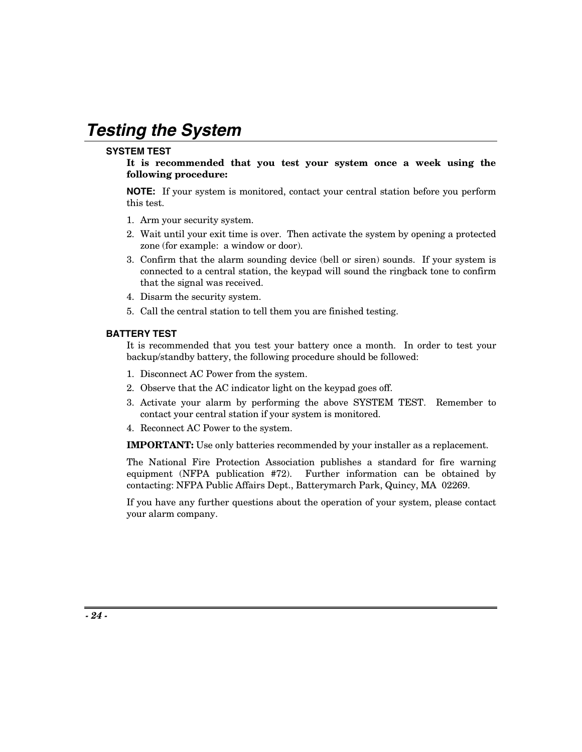# *Testing the System*

### SYSTEM TEST

**It is recommended that you test your system once a week using the following procedure:**

**NOTE:** If your system is monitored, contact your central station before you perform this test.

1. Arm your security system.
2. Wait until your exit time is over. Then activate the system by opening a protected zone (for example: a window or door).
3. Confirm that the alarm sounding device (bell or siren) sounds. If your system is connected to a central station, the keypad will sound the ringback tone to confirm that the signal was received.
4. Disarm the security system.
5. Call the central station to tell them you are finished testing.

### BATTERY TEST

It is recommended that you test your battery once a month. In order to test your backup/standby battery, the following procedure should be followed:

1. Disconnect AC Power from the system.
2. Observe that the AC indicator light on the keypad goes off.
3. Activate your alarm by performing the above SYSTEM TEST. Remember to contact your central station if your system is monitored.
4. Reconnect AC Power to the system.

**IMPORTANT:** Use only batteries recommended by your installer as a replacement.

The National Fire Protection Association publishes a standard for fire warning equipment (NFPA publication #72). Further information can be obtained by contacting: NFPA Public Affairs Dept., Batterymarch Park, Quincy, MA 02269.

If you have any further questions about the operation of your system, please contact your alarm company.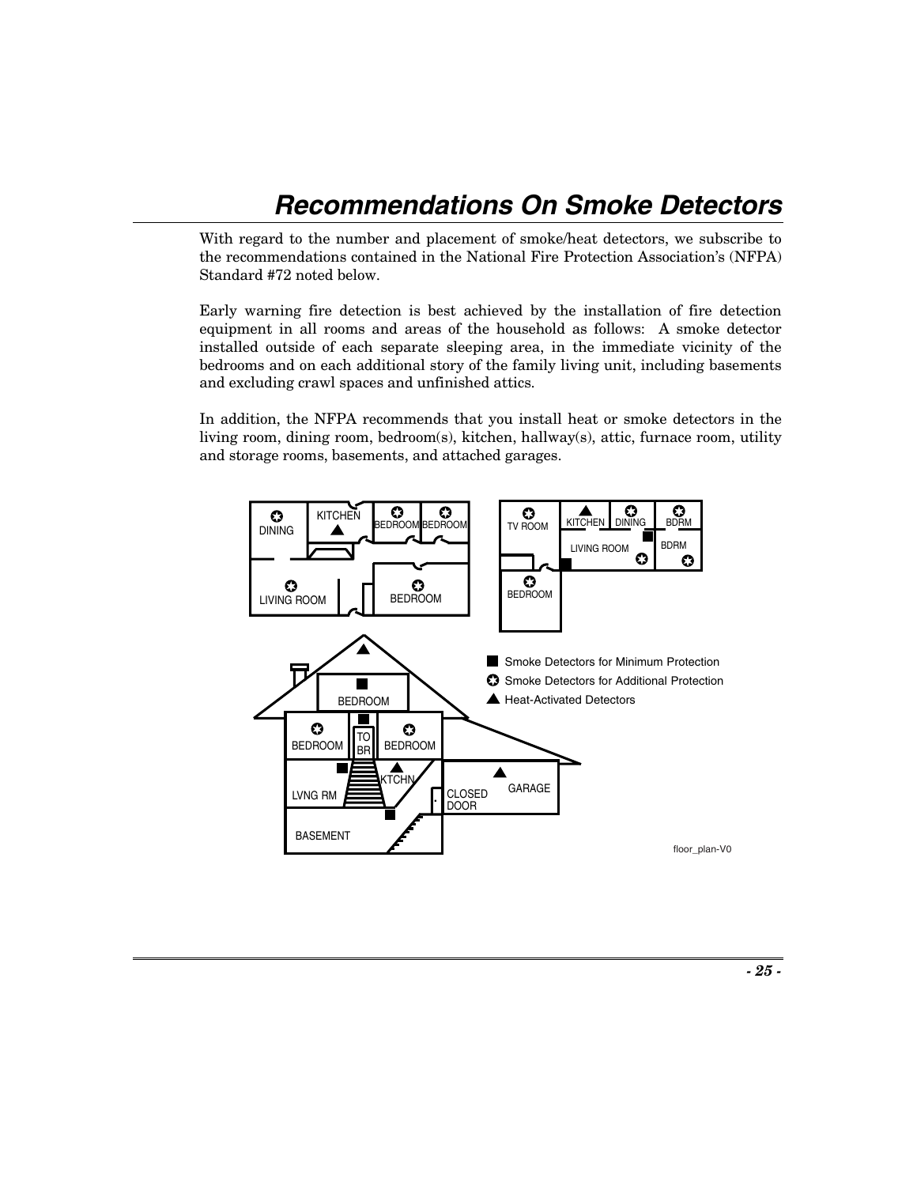# Recommendations On Smoke Detectors

With regard to the number and placement of smoke/heat detectors, we subscribe to the recommendations contained in the National Fire Protection Association's (NFPA) Standard #72 noted below.

Early warning fire detection is best achieved by the installation of fire detection equipment in all rooms and areas of the household as follows: A smoke detector installed outside of each separate sleeping area, in the immediate vicinity of the bedrooms and on each additional story of the family living unit, including basements and excluding crawl spaces and unfinished attics.

In addition, the NFPA recommends that you install heat or smoke detectors in the living room, dining room, bedroom(s), kitchen, hallway(s), attic, furnace room, utility and storage rooms, basements, and attached garages.

■ Smoke Detectors for Minimum Protection

✪ Smoke Detectors for Additional Protection

▲ Heat-Activated Detectors

floor_plan-V0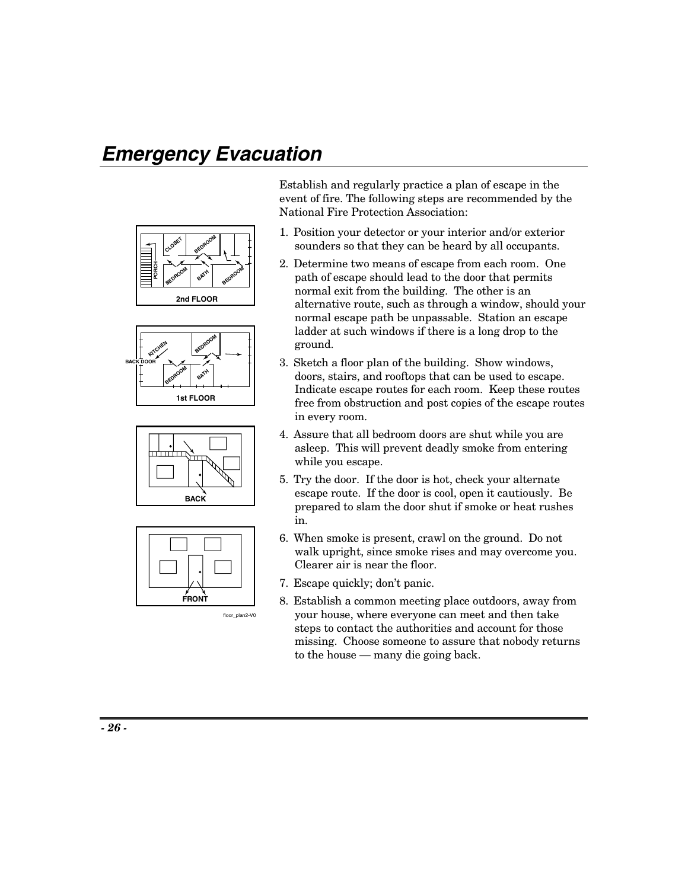# Emergency Evacuation

Establish and regularly practice a plan of escape in the event of fire. The following steps are recommended by the National Fire Protection Association:

1. Position your detector or your interior and/or exterior sounders so that they can be heard by all occupants.
2. Determine two means of escape from each room. One path of escape should lead to the door that permits normal exit from the building. The other is an alternative route, such as through a window, should your normal escape path be unpassable. Station an escape ladder at such windows if there is a long drop to the ground.
3. Sketch a floor plan of the building. Show windows, doors, stairs, and rooftops that can be used to escape. Indicate escape routes for each room. Keep these routes free from obstruction and post copies of the escape routes in every room.
4. Assure that all bedroom doors are shut while you are asleep. This will prevent deadly smoke from entering while you escape.
5. Try the door. If the door is hot, check your alternate escape route. If the door is cool, open it cautiously. Be prepared to slam the door shut if smoke or heat rushes in.
6. When smoke is present, crawl on the ground. Do not walk upright, since smoke rises and may overcome you. Clearer air is near the floor.
7. Escape quickly; don't panic.
8. Establish a common meeting place outdoors, away from your house, where everyone can meet and then take steps to contact the authorities and account for those missing. Choose someone to assure that nobody returns to the house — many die going back.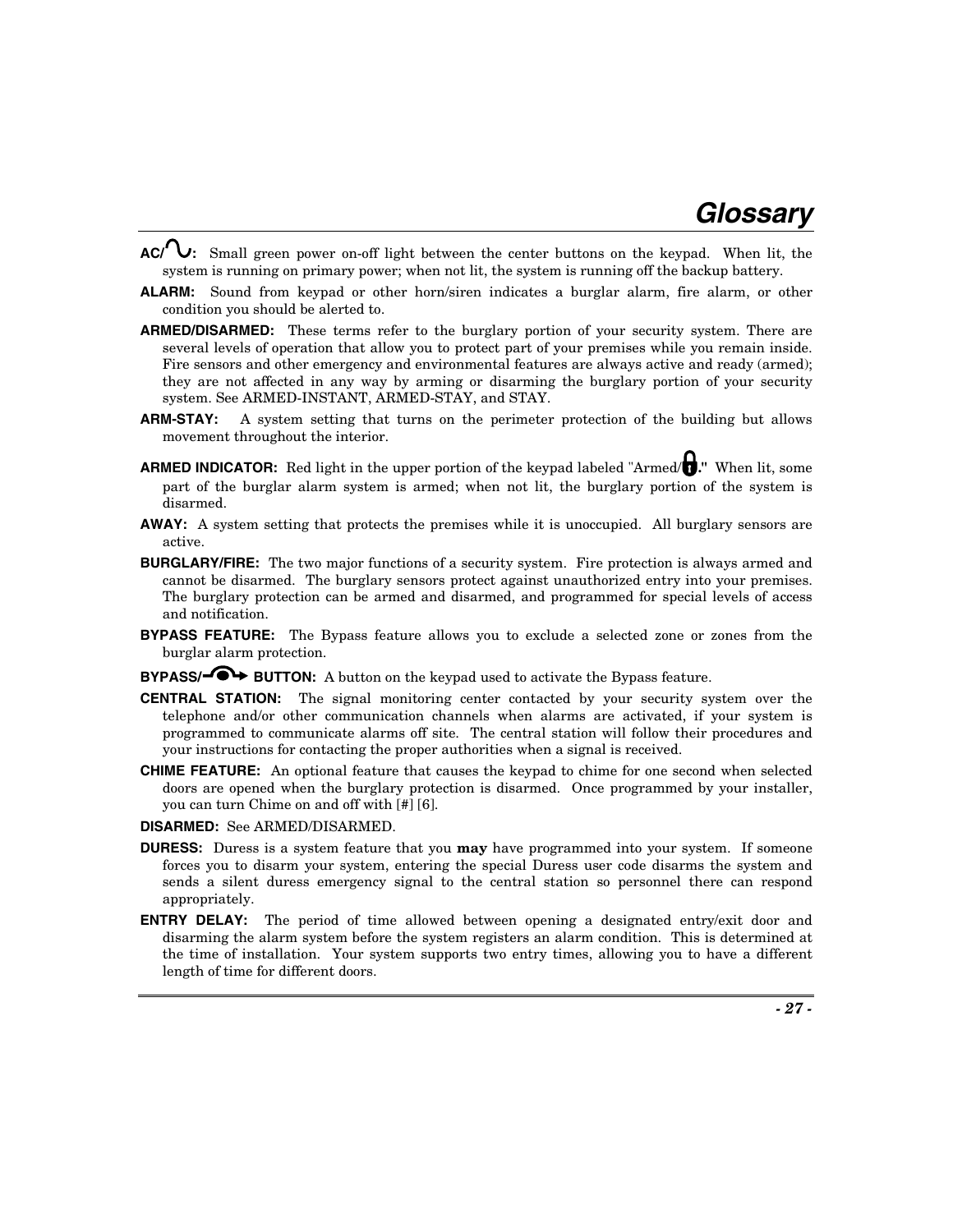# Glossary

**AC/∿:** Small green power on-off light between the center buttons on the keypad. When lit, the system is running on primary power; when not lit, the system is running off the backup battery.

**ALARM:** Sound from keypad or other horn/siren indicates a burglar alarm, fire alarm, or other condition you should be alerted to.

**ARMED/DISARMED:** These terms refer to the burglary portion of your security system. There are several levels of operation that allow you to protect part of your premises while you remain inside. Fire sensors and other emergency and environmental features are always active and ready (armed); they are not affected in any way by arming or disarming the burglary portion of your security system. See ARMED-INSTANT, ARMED-STAY, and STAY.

**ARM-STAY:** A system setting that turns on the perimeter protection of the building but allows movement throughout the interior.

**ARMED INDICATOR:** Red light in the upper portion of the keypad labeled "Armed/🔒." When lit, some part of the burglar alarm system is armed; when not lit, the burglary portion of the system is disarmed.

**AWAY:** A system setting that protects the premises while it is unoccupied. All burglary sensors are active.

**BURGLARY/FIRE:** The two major functions of a security system. Fire protection is always armed and cannot be disarmed. The burglary sensors protect against unauthorized entry into your premises. The burglary protection can be armed and disarmed, and programmed for special levels of access and notification.

**BYPASS FEATURE:** The Bypass feature allows you to exclude a selected zone or zones from the burglar alarm protection.

**BYPASS/ BUTTON:** A button on the keypad used to activate the Bypass feature.

**CENTRAL STATION:** The signal monitoring center contacted by your security system over the telephone and/or other communication channels when alarms are activated, if your system is programmed to communicate alarms off site. The central station will follow their procedures and your instructions for contacting the proper authorities when a signal is received.

**CHIME FEATURE:** An optional feature that causes the keypad to chime for one second when selected doors are opened when the burglary protection is disarmed. Once programmed by your installer, you can turn Chime on and off with [#] [6].

**DISARMED:** See ARMED/DISARMED.

**DURESS:** Duress is a system feature that you **may** have programmed into your system. If someone forces you to disarm your system, entering the special Duress user code disarms the system and sends a silent duress emergency signal to the central station so personnel there can respond appropriately.

**ENTRY DELAY:** The period of time allowed between opening a designated entry/exit door and disarming the alarm system before the system registers an alarm condition. This is determined at the time of installation. Your system supports two entry times, allowing you to have a different length of time for different doors.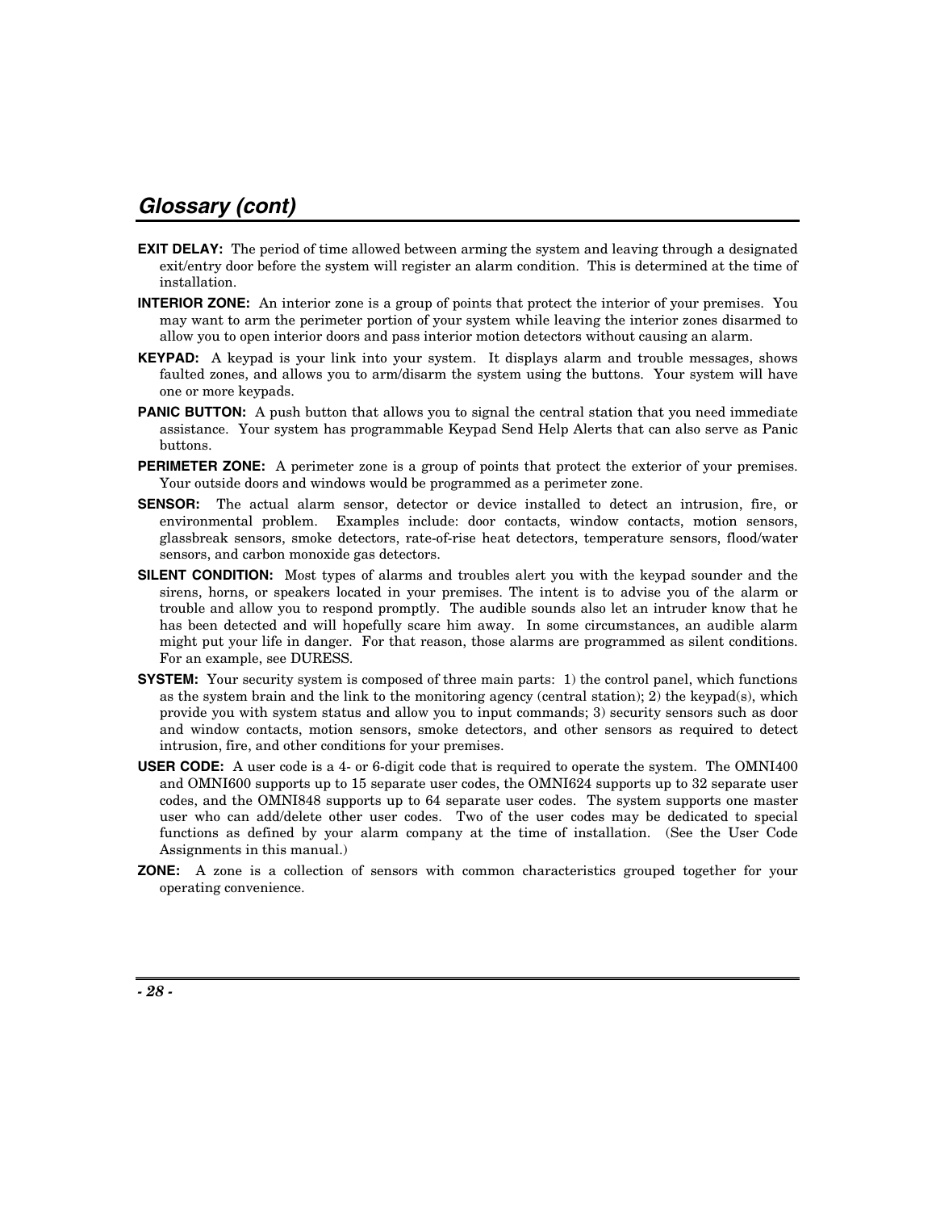## Glossary (cont)

**EXIT DELAY:** The period of time allowed between arming the system and leaving through a designated exit/entry door before the system will register an alarm condition. This is determined at the time of installation.

**INTERIOR ZONE:** An interior zone is a group of points that protect the interior of your premises. You may want to arm the perimeter portion of your system while leaving the interior zones disarmed to allow you to open interior doors and pass interior motion detectors without causing an alarm.

**KEYPAD:** A keypad is your link into your system. It displays alarm and trouble messages, shows faulted zones, and allows you to arm/disarm the system using the buttons. Your system will have one or more keypads.

**PANIC BUTTON:** A push button that allows you to signal the central station that you need immediate assistance. Your system has programmable Keypad Send Help Alerts that can also serve as Panic buttons.

**PERIMETER ZONE:** A perimeter zone is a group of points that protect the exterior of your premises. Your outside doors and windows would be programmed as a perimeter zone.

**SENSOR:** The actual alarm sensor, detector or device installed to detect an intrusion, fire, or environmental problem. Examples include: door contacts, window contacts, motion sensors, glassbreak sensors, smoke detectors, rate-of-rise heat detectors, temperature sensors, flood/water sensors, and carbon monoxide gas detectors.

**SILENT CONDITION:** Most types of alarms and troubles alert you with the keypad sounder and the sirens, horns, or speakers located in your premises. The intent is to advise you of the alarm or trouble and allow you to respond promptly. The audible sounds also let an intruder know that he has been detected and will hopefully scare him away. In some circumstances, an audible alarm might put your life in danger. For that reason, those alarms are programmed as silent conditions. For an example, see DURESS.

**SYSTEM:** Your security system is composed of three main parts: 1) the control panel, which functions as the system brain and the link to the monitoring agency (central station); 2) the keypad(s), which provide you with system status and allow you to input commands; 3) security sensors such as door and window contacts, motion sensors, smoke detectors, and other sensors as required to detect intrusion, fire, and other conditions for your premises.

**USER CODE:** A user code is a 4- or 6-digit code that is required to operate the system. The OMNI400 and OMNI600 supports up to 15 separate user codes, the OMNI624 supports up to 32 separate user codes, and the OMNI848 supports up to 64 separate user codes. The system supports one master user who can add/delete other user codes. Two of the user codes may be dedicated to special functions as defined by your alarm company at the time of installation. (See the User Code Assignments in this manual.)

**ZONE:** A zone is a collection of sensors with common characteristics grouped together for your operating convenience.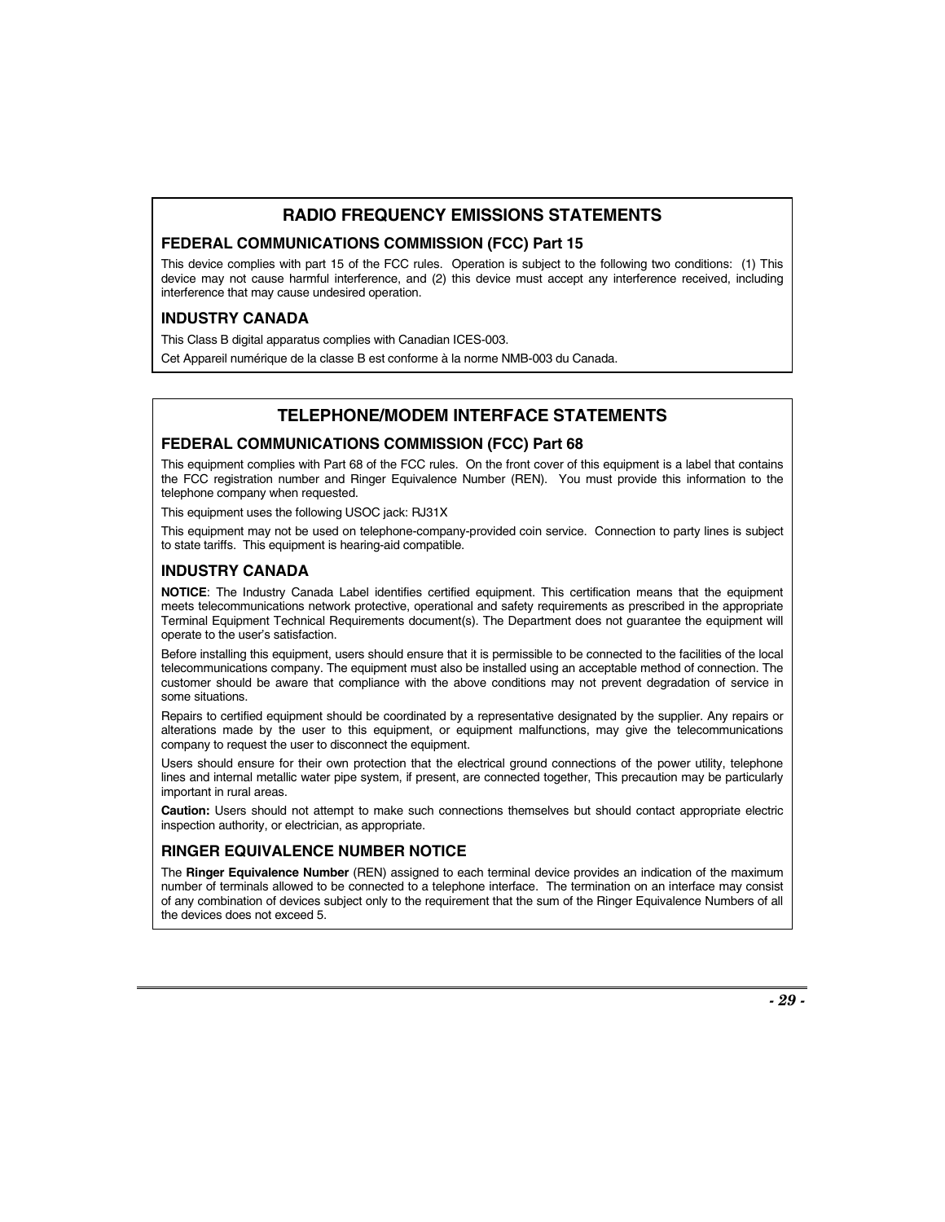## RADIO FREQUENCY EMISSIONS STATEMENTS

### FEDERAL COMMUNICATIONS COMMISSION (FCC) Part 15

This device complies with part 15 of the FCC rules. Operation is subject to the following two conditions: (1) This device may not cause harmful interference, and (2) this device must accept any interference received, including interference that may cause undesired operation.

### INDUSTRY CANADA

This Class B digital apparatus complies with Canadian ICES-003.

Cet Appareil numérique de la classe B est conforme à la norme NMB-003 du Canada.

## TELEPHONE/MODEM INTERFACE STATEMENTS

### FEDERAL COMMUNICATIONS COMMISSION (FCC) Part 68

This equipment complies with Part 68 of the FCC rules. On the front cover of this equipment is a label that contains the FCC registration number and Ringer Equivalence Number (REN). You must provide this information to the telephone company when requested.

This equipment uses the following USOC jack: RJ31X

This equipment may not be used on telephone-company-provided coin service. Connection to party lines is subject to state tariffs. This equipment is hearing-aid compatible.

### INDUSTRY CANADA

**NOTICE**: The Industry Canada Label identifies certified equipment. This certification means that the equipment meets telecommunications network protective, operational and safety requirements as prescribed in the appropriate Terminal Equipment Technical Requirements document(s). The Department does not guarantee the equipment will operate to the user's satisfaction.

Before installing this equipment, users should ensure that it is permissible to be connected to the facilities of the local telecommunications company. The equipment must also be installed using an acceptable method of connection. The customer should be aware that compliance with the above conditions may not prevent degradation of service in some situations.

Repairs to certified equipment should be coordinated by a representative designated by the supplier. Any repairs or alterations made by the user to this equipment, or equipment malfunctions, may give the telecommunications company to request the user to disconnect the equipment.

Users should ensure for their own protection that the electrical ground connections of the power utility, telephone lines and internal metallic water pipe system, if present, are connected together, This precaution may be particularly important in rural areas.

**Caution:** Users should not attempt to make such connections themselves but should contact appropriate electric inspection authority, or electrician, as appropriate.

### RINGER EQUIVALENCE NUMBER NOTICE

The **Ringer Equivalence Number** (REN) assigned to each terminal device provides an indication of the maximum number of terminals allowed to be connected to a telephone interface. The termination on an interface may consist of any combination of devices subject only to the requirement that the sum of the Ringer Equivalence Numbers of all the devices does not exceed 5.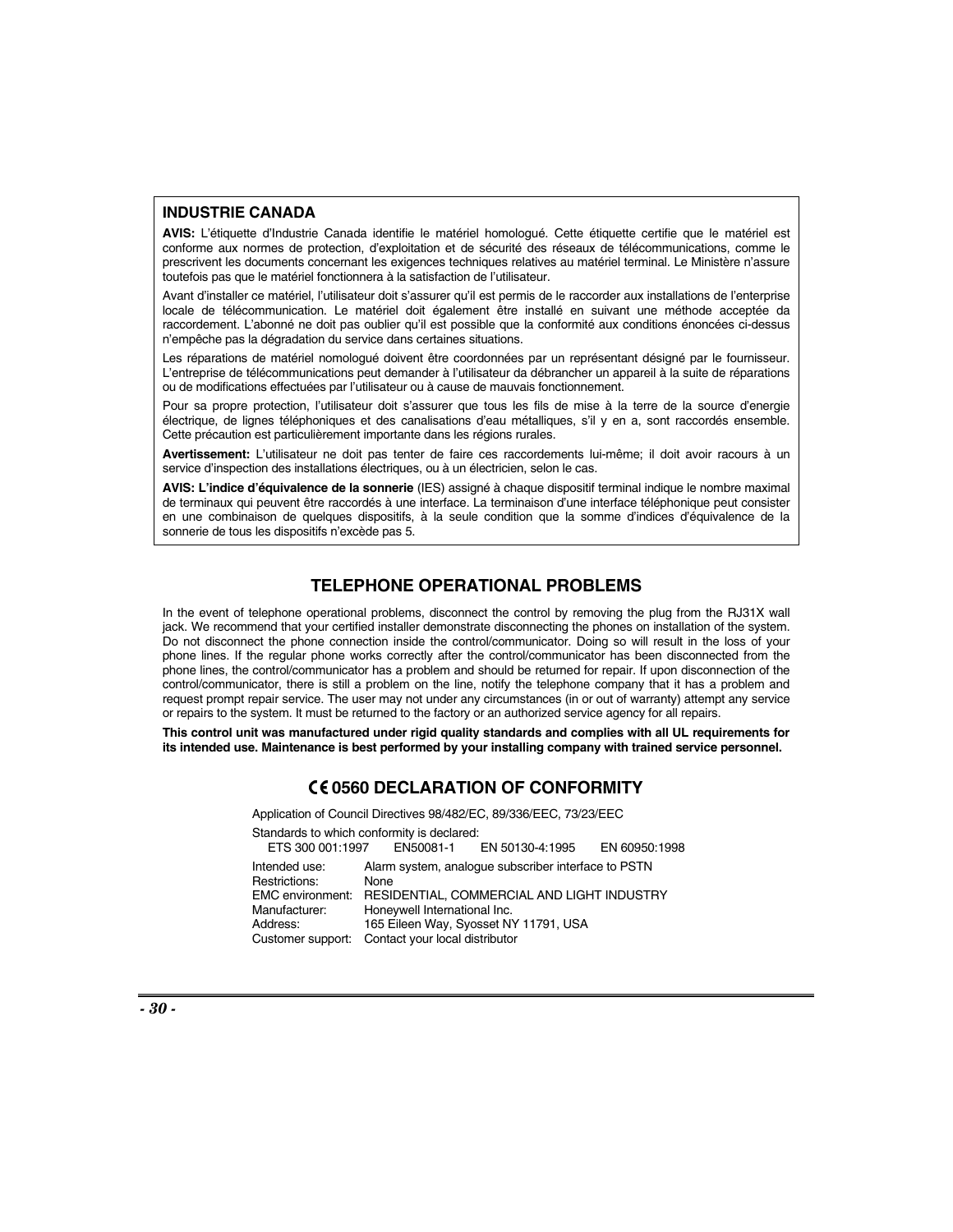## INDUSTRIE CANADA

**AVIS:** L'étiquette d'Industrie Canada identifie le matériel homologué. Cette étiquette certifie que le matériel est conforme aux normes de protection, d'exploitation et de sécurité des réseaux de télécommunications, comme le prescrivent les documents concernant les exigences techniques relatives au matériel terminal. Le Ministère n'assure toutefois pas que le matériel fonctionnera à la satisfaction de l'utilisateur.

Avant d'installer ce matériel, l'utilisateur doit s'assurer qu'il est permis de le raccorder aux installations de l'enterprise locale de télécommunication. Le matériel doit également être installé en suivant une méthode acceptée da raccordement. L'abonné ne doit pas oublier qu'il est possible que la conformité aux conditions énoncées ci-dessus n'empêche pas la dégradation du service dans certaines situations.

Les réparations de matériel nomologué doivent être coordonnées par un représentant désigné par le fournisseur. L'entreprise de télécommunications peut demander à l'utilisateur da débrancher un appareil à la suite de réparations ou de modifications effectuées par l'utilisateur ou à cause de mauvais fonctionnement.

Pour sa propre protection, l'utilisateur doit s'assurer que tous les fils de mise à la terre de la source d'energie électrique, de lignes téléphoniques et des canalisations d'eau métalliques, s'il y en a, sont raccordés ensemble. Cette précaution est particulièrement importante dans les régions rurales.

**Avertissement:** L'utilisateur ne doit pas tenter de faire ces raccordements lui-même; il doit avoir racours à un service d'inspection des installations électriques, ou à un électricien, selon le cas.

**AVIS: L'indice d'équivalence de la sonnerie** (IES) assigné à chaque dispositif terminal indique le nombre maximal de terminaux qui peuvent être raccordés à une interface. La terminaison d'une interface téléphonique peut consister en une combinaison de quelques dispositifs, à la seule condition que la somme d'indices d'équivalence de la sonnerie de tous les dispositifs n'excède pas 5.

## TELEPHONE OPERATIONAL PROBLEMS

In the event of telephone operational problems, disconnect the control by removing the plug from the RJ31X wall jack. We recommend that your certified installer demonstrate disconnecting the phones on installation of the system. Do not disconnect the phone connection inside the control/communicator. Doing so will result in the loss of your phone lines. If the regular phone works correctly after the control/communicator has been disconnected from the phone lines, the control/communicator has a problem and should be returned for repair. If upon disconnection of the control/communicator, there is still a problem on the line, notify the telephone company that it has a problem and request prompt repair service. The user may not under any circumstances (in or out of warranty) attempt any service or repairs to the system. It must be returned to the factory or an authorized service agency for all repairs.

**This control unit was manufactured under rigid quality standards and complies with all UL requirements for its intended use. Maintenance is best performed by your installing company with trained service personnel.**

## CE 0560 DECLARATION OF CONFORMITY

Application of Council Directives 98/482/EC, 89/336/EEC, 73/23/EEC

Standards to which conformity is declared:
ETS 300 001:1997    EN50081-1    EN 50130-4:1995    EN 60950:1998

Intended use: Alarm system, analogue subscriber interface to PSTN
Restrictions: None
EMC environment: RESIDENTIAL, COMMERCIAL AND LIGHT INDUSTRY
Manufacturer: Honeywell International Inc.
Address: 165 Eileen Way, Syosset NY 11791, USA
Customer support: Contact your local distributor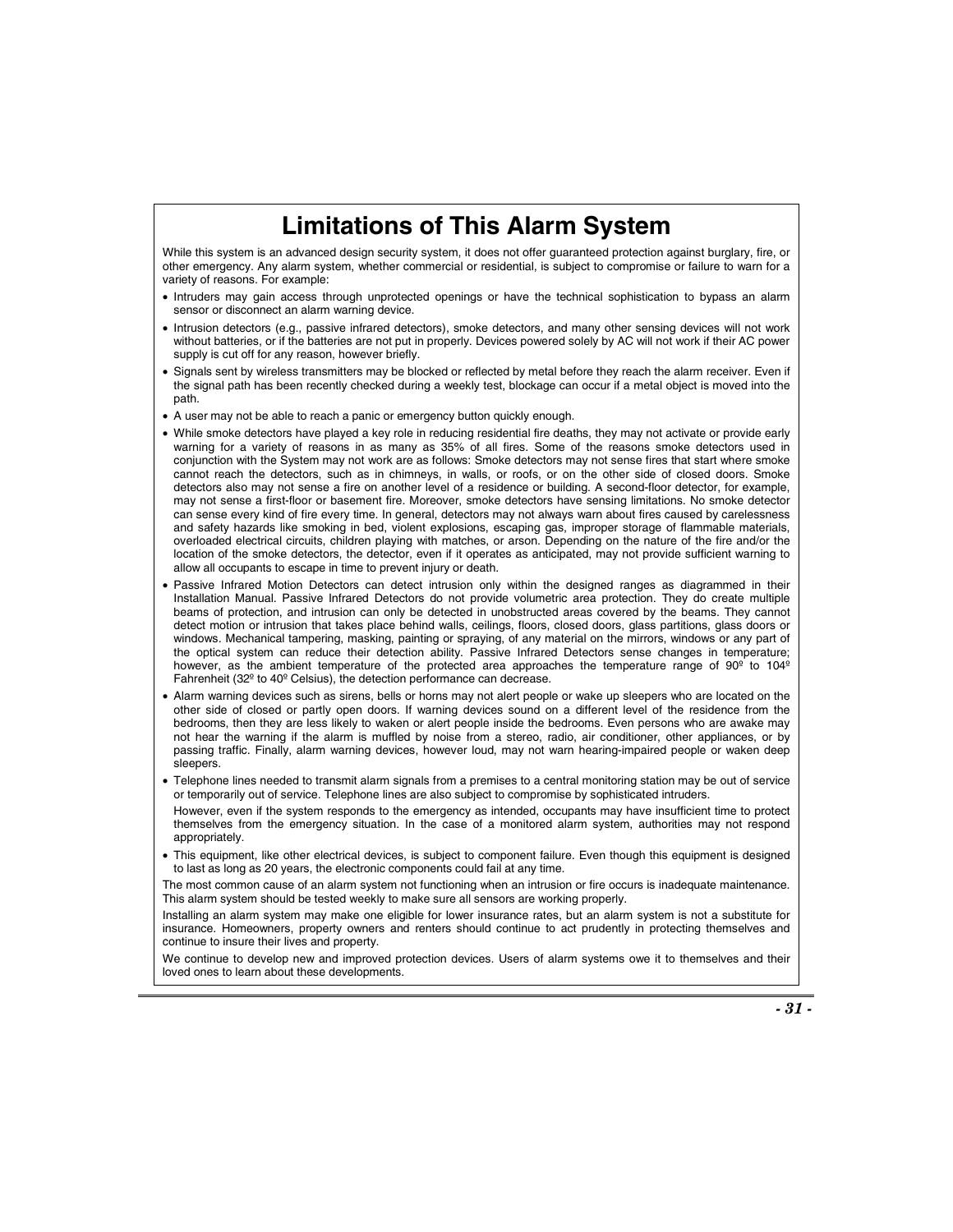# Limitations of This Alarm System

While this system is an advanced design security system, it does not offer guaranteed protection against burglary, fire, or other emergency. Any alarm system, whether commercial or residential, is subject to compromise or failure to warn for a variety of reasons. For example:

- Intruders may gain access through unprotected openings or have the technical sophistication to bypass an alarm sensor or disconnect an alarm warning device.
- Intrusion detectors (e.g., passive infrared detectors), smoke detectors, and many other sensing devices will not work without batteries, or if the batteries are not put in properly. Devices powered solely by AC will not work if their AC power supply is cut off for any reason, however briefly.
- Signals sent by wireless transmitters may be blocked or reflected by metal before they reach the alarm receiver. Even if the signal path has been recently checked during a weekly test, blockage can occur if a metal object is moved into the path.
- A user may not be able to reach a panic or emergency button quickly enough.
- While smoke detectors have played a key role in reducing residential fire deaths, they may not activate or provide early warning for a variety of reasons in as many as 35% of all fires. Some of the reasons smoke detectors used in conjunction with the System may not work are as follows: Smoke detectors may not sense fires that start where smoke cannot reach the detectors, such as in chimneys, in walls, or roofs, or on the other side of closed doors. Smoke detectors also may not sense a fire on another level of a residence or building. A second-floor detector, for example, may not sense a first-floor or basement fire. Moreover, smoke detectors have sensing limitations. No smoke detector can sense every kind of fire every time. In general, detectors may not always warn about fires caused by carelessness and safety hazards like smoking in bed, violent explosions, escaping gas, improper storage of flammable materials, overloaded electrical circuits, children playing with matches, or arson. Depending on the nature of the fire and/or the location of the smoke detectors, the detector, even if it operates as anticipated, may not provide sufficient warning to allow all occupants to escape in time to prevent injury or death.
- Passive Infrared Motion Detectors can detect intrusion only within the designed ranges as diagrammed in their Installation Manual. Passive Infrared Detectors do not provide volumetric area protection. They do create multiple beams of protection, and intrusion can only be detected in unobstructed areas covered by the beams. They cannot detect motion or intrusion that takes place behind walls, ceilings, floors, closed doors, glass partitions, glass doors or windows. Mechanical tampering, masking, painting or spraying, of any material on the mirrors, windows or any part of the optical system can reduce their detection ability. Passive Infrared Detectors sense changes in temperature; however, as the ambient temperature of the protected area approaches the temperature range of 90º to 104º Fahrenheit (32º to 40º Celsius), the detection performance can decrease.
- Alarm warning devices such as sirens, bells or horns may not alert people or wake up sleepers who are located on the other side of closed or partly open doors. If warning devices sound on a different level of the residence from the bedrooms, then they are less likely to waken or alert people inside the bedrooms. Even persons who are awake may not hear the warning if the alarm is muffled by noise from a stereo, radio, air conditioner, other appliances, or by passing traffic. Finally, alarm warning devices, however loud, may not warn hearing-impaired people or waken deep sleepers.
- Telephone lines needed to transmit alarm signals from a premises to a central monitoring station may be out of service or temporarily out of service. Telephone lines are also subject to compromise by sophisticated intruders.

  However, even if the system responds to the emergency as intended, occupants may have insufficient time to protect themselves from the emergency situation. In the case of a monitored alarm system, authorities may not respond appropriately.
- This equipment, like other electrical devices, is subject to component failure. Even though this equipment is designed to last as long as 20 years, the electronic components could fail at any time.

The most common cause of an alarm system not functioning when an intrusion or fire occurs is inadequate maintenance. This alarm system should be tested weekly to make sure all sensors are working properly.

Installing an alarm system may make one eligible for lower insurance rates, but an alarm system is not a substitute for insurance. Homeowners, property owners and renters should continue to act prudently in protecting themselves and continue to insure their lives and property.

We continue to develop new and improved protection devices. Users of alarm systems owe it to themselves and their loved ones to learn about these developments.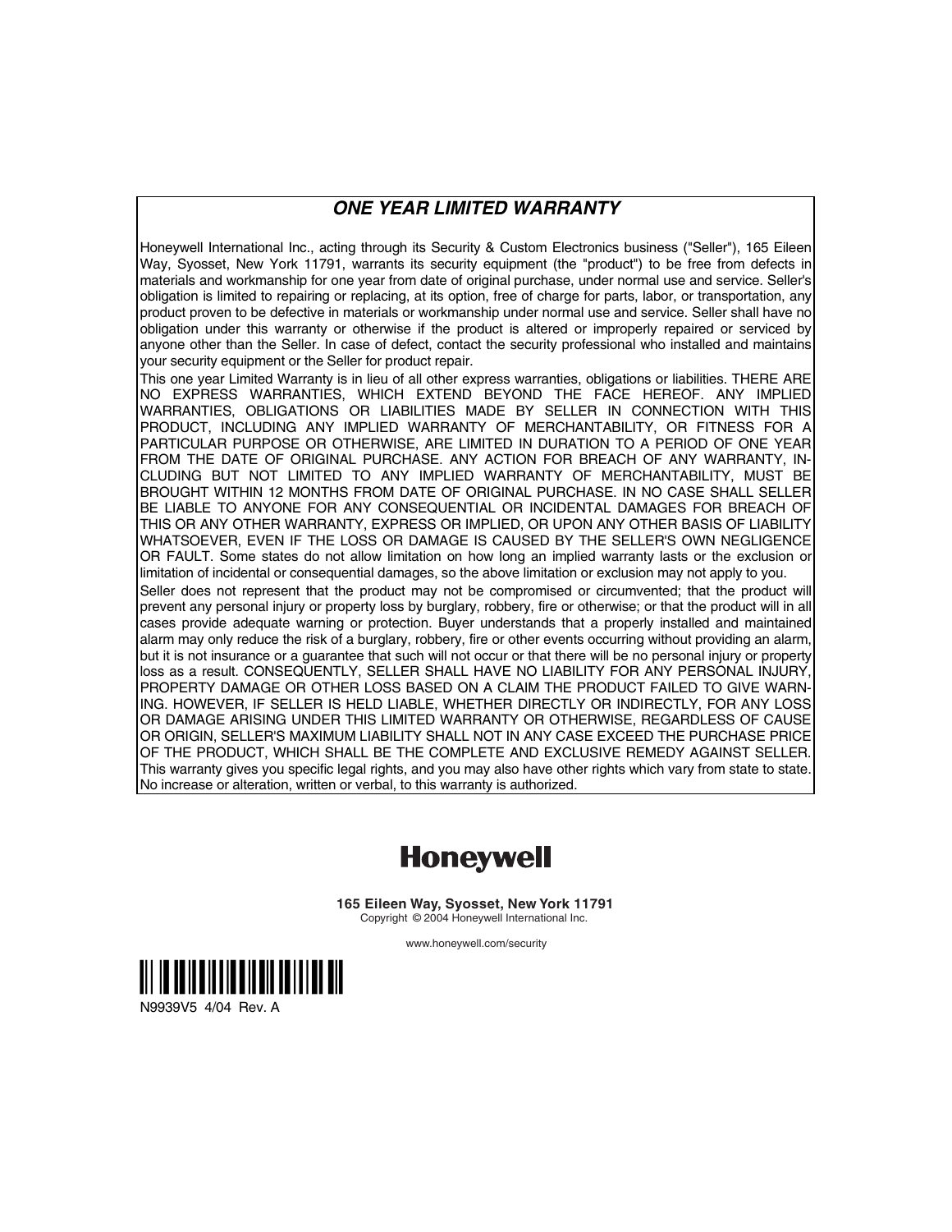## *ONE YEAR LIMITED WARRANTY*

Honeywell International Inc., acting through its Security & Custom Electronics business ("Seller"), 165 Eileen Way, Syosset, New York 11791, warrants its security equipment (the "product") to be free from defects in materials and workmanship for one year from date of original purchase, under normal use and service. Seller's obligation is limited to repairing or replacing, at its option, free of charge for parts, labor, or transportation, any product proven to be defective in materials or workmanship under normal use and service. Seller shall have no obligation under this warranty or otherwise if the product is altered or improperly repaired or serviced by anyone other than the Seller. In case of defect, contact the security professional who installed and maintains your security equipment or the Seller for product repair.

This one year Limited Warranty is in lieu of all other express warranties, obligations or liabilities. THERE ARE NO EXPRESS WARRANTIES, WHICH EXTEND BEYOND THE FACE HEREOF. ANY IMPLIED WARRANTIES, OBLIGATIONS OR LIABILITIES MADE BY SELLER IN CONNECTION WITH THIS PRODUCT, INCLUDING ANY IMPLIED WARRANTY OF MERCHANTABILITY, OR FITNESS FOR A PARTICULAR PURPOSE OR OTHERWISE, ARE LIMITED IN DURATION TO A PERIOD OF ONE YEAR FROM THE DATE OF ORIGINAL PURCHASE. ANY ACTION FOR BREACH OF ANY WARRANTY, INCLUDING BUT NOT LIMITED TO ANY IMPLIED WARRANTY OF MERCHANTABILITY, MUST BE BROUGHT WITHIN 12 MONTHS FROM DATE OF ORIGINAL PURCHASE. IN NO CASE SHALL SELLER BE LIABLE TO ANYONE FOR ANY CONSEQUENTIAL OR INCIDENTAL DAMAGES FOR BREACH OF THIS OR ANY OTHER WARRANTY, EXPRESS OR IMPLIED, OR UPON ANY OTHER BASIS OF LIABILITY WHATSOEVER, EVEN IF THE LOSS OR DAMAGE IS CAUSED BY THE SELLER'S OWN NEGLIGENCE OR FAULT. Some states do not allow limitation on how long an implied warranty lasts or the exclusion or limitation of incidental or consequential damages, so the above limitation or exclusion may not apply to you.

Seller does not represent that the product may not be compromised or circumvented; that the product will prevent any personal injury or property loss by burglary, robbery, fire or otherwise; or that the product will in all cases provide adequate warning or protection. Buyer understands that a properly installed and maintained alarm may only reduce the risk of a burglary, robbery, fire or other events occurring without providing an alarm, but it is not insurance or a guarantee that such will not occur or that there will be no personal injury or property loss as a result. CONSEQUENTLY, SELLER SHALL HAVE NO LIABILITY FOR ANY PERSONAL INJURY, PROPERTY DAMAGE OR OTHER LOSS BASED ON A CLAIM THE PRODUCT FAILED TO GIVE WARNING. HOWEVER, IF SELLER IS HELD LIABLE, WHETHER DIRECTLY OR INDIRECTLY, FOR ANY LOSS OR DAMAGE ARISING UNDER THIS LIMITED WARRANTY OR OTHERWISE, REGARDLESS OF CAUSE OR ORIGIN, SELLER'S MAXIMUM LIABILITY SHALL NOT IN ANY CASE EXCEED THE PURCHASE PRICE OF THE PRODUCT, WHICH SHALL BE THE COMPLETE AND EXCLUSIVE REMEDY AGAINST SELLER. This warranty gives you specific legal rights, and you may also have other rights which vary from state to state. No increase or alteration, written or verbal, to this warranty is authorized.

**Honeywell**

**165 Eileen Way, Syosset, New York 11791**

Copyright © 2004 Honeywell International Inc.

www.honeywell.com/security

N9939V5 4/04 Rev. A